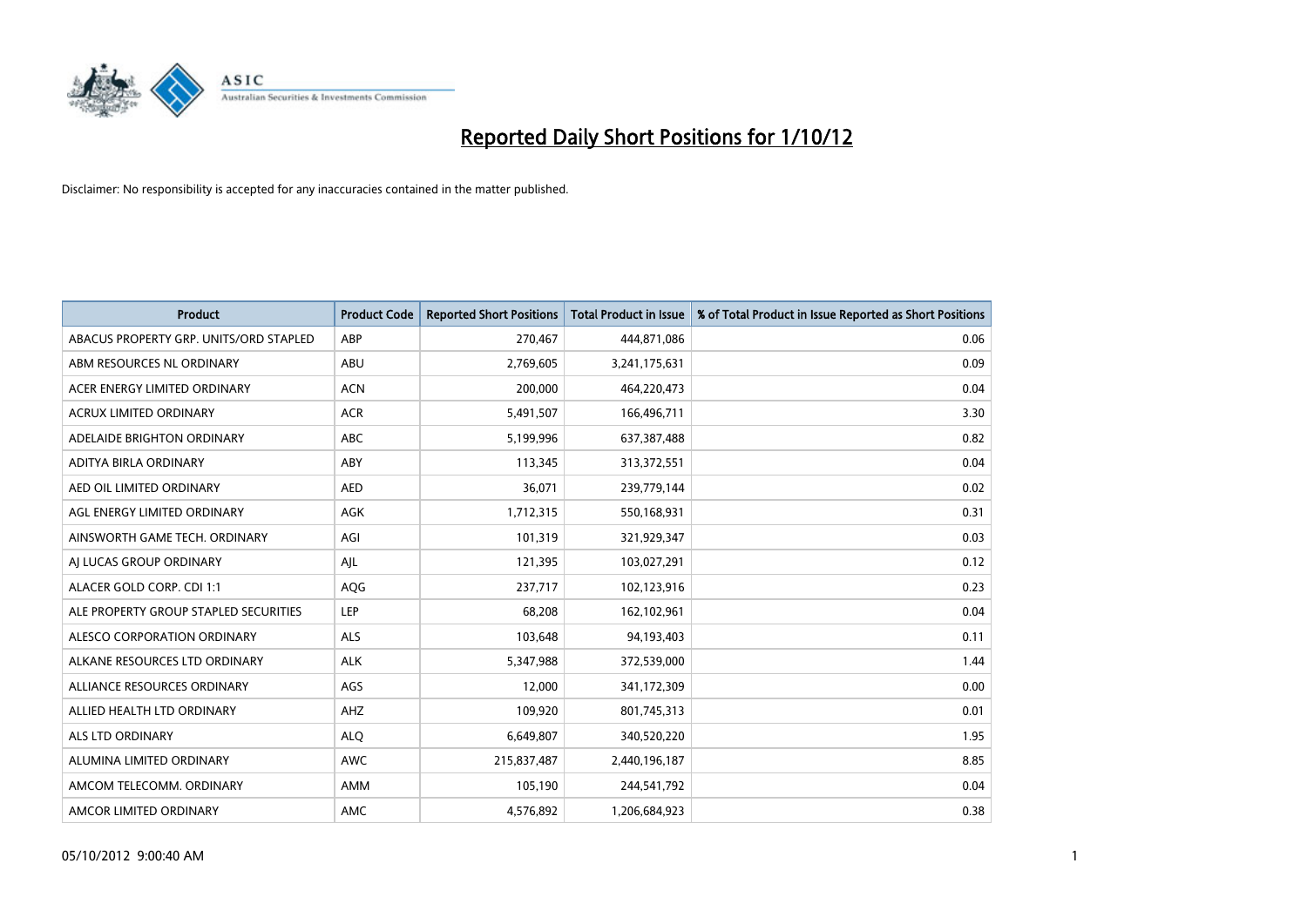# Reported Daily Short Positions for 1/10/12

Disclaimer: No responsibility is accepted for any inaccuracies contained in the matter published.

| Product | Product Code | Reported Short Positions | Total Product in Issue | % of Total Product in Issue Reported as Short Positions |
|---|---|---|---|---|
| ABACUS PROPERTY GRP. UNITS/ORD STAPLED | ABP | 270,467 | 444,871,086 | 0.06 |
| ABM RESOURCES NL ORDINARY | ABU | 2,769,605 | 3,241,175,631 | 0.09 |
| ACER ENERGY LIMITED ORDINARY | ACN | 200,000 | 464,220,473 | 0.04 |
| ACRUX LIMITED ORDINARY | ACR | 5,491,507 | 166,496,711 | 3.30 |
| ADELAIDE BRIGHTON ORDINARY | ABC | 5,199,996 | 637,387,488 | 0.82 |
| ADITYA BIRLA ORDINARY | ABY | 113,345 | 313,372,551 | 0.04 |
| AED OIL LIMITED ORDINARY | AED | 36,071 | 239,779,144 | 0.02 |
| AGL ENERGY LIMITED ORDINARY | AGK | 1,712,315 | 550,168,931 | 0.31 |
| AINSWORTH GAME TECH. ORDINARY | AGI | 101,319 | 321,929,347 | 0.03 |
| AJ LUCAS GROUP ORDINARY | AJL | 121,395 | 103,027,291 | 0.12 |
| ALACER GOLD CORP. CDI 1:1 | AQG | 237,717 | 102,123,916 | 0.23 |
| ALE PROPERTY GROUP STAPLED SECURITIES | LEP | 68,208 | 162,102,961 | 0.04 |
| ALESCO CORPORATION ORDINARY | ALS | 103,648 | 94,193,403 | 0.11 |
| ALKANE RESOURCES LTD ORDINARY | ALK | 5,347,988 | 372,539,000 | 1.44 |
| ALLIANCE RESOURCES ORDINARY | AGS | 12,000 | 341,172,309 | 0.00 |
| ALLIED HEALTH LTD ORDINARY | AHZ | 109,920 | 801,745,313 | 0.01 |
| ALS LTD ORDINARY | ALQ | 6,649,807 | 340,520,220 | 1.95 |
| ALUMINA LIMITED ORDINARY | AWC | 215,837,487 | 2,440,196,187 | 8.85 |
| AMCOM TELECOMM. ORDINARY | AMM | 105,190 | 244,541,792 | 0.04 |
| AMCOR LIMITED ORDINARY | AMC | 4,576,892 | 1,206,684,923 | 0.38 |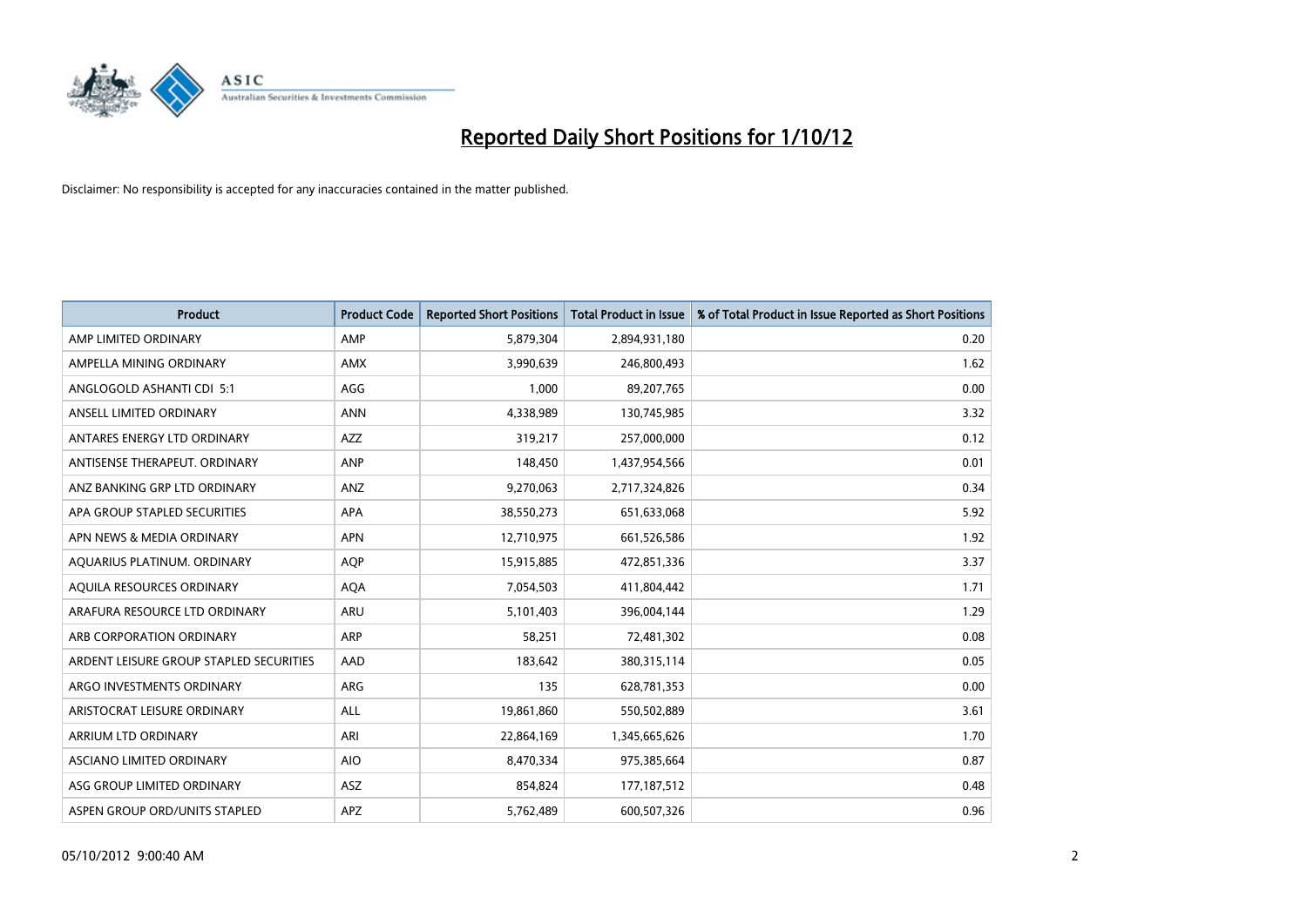# Reported Daily Short Positions for 1/10/12

Disclaimer: No responsibility is accepted for any inaccuracies contained in the matter published.

| Product | Product Code | Reported Short Positions | Total Product in Issue | % of Total Product in Issue Reported as Short Positions |
|---|---|---|---|---|
| AMP LIMITED ORDINARY | AMP | 5,879,304 | 2,894,931,180 | 0.20 |
| AMPELLA MINING ORDINARY | AMX | 3,990,639 | 246,800,493 | 1.62 |
| ANGLOGOLD ASHANTI CDI 5:1 | AGG | 1,000 | 89,207,765 | 0.00 |
| ANSELL LIMITED ORDINARY | ANN | 4,338,989 | 130,745,985 | 3.32 |
| ANTARES ENERGY LTD ORDINARY | AZZ | 319,217 | 257,000,000 | 0.12 |
| ANTISENSE THERAPEUT. ORDINARY | ANP | 148,450 | 1,437,954,566 | 0.01 |
| ANZ BANKING GRP LTD ORDINARY | ANZ | 9,270,063 | 2,717,324,826 | 0.34 |
| APA GROUP STAPLED SECURITIES | APA | 38,550,273 | 651,633,068 | 5.92 |
| APN NEWS & MEDIA ORDINARY | APN | 12,710,975 | 661,526,586 | 1.92 |
| AQUARIUS PLATINUM. ORDINARY | AQP | 15,915,885 | 472,851,336 | 3.37 |
| AQUILA RESOURCES ORDINARY | AQA | 7,054,503 | 411,804,442 | 1.71 |
| ARAFURA RESOURCE LTD ORDINARY | ARU | 5,101,403 | 396,004,144 | 1.29 |
| ARB CORPORATION ORDINARY | ARP | 58,251 | 72,481,302 | 0.08 |
| ARDENT LEISURE GROUP STAPLED SECURITIES | AAD | 183,642 | 380,315,114 | 0.05 |
| ARGO INVESTMENTS ORDINARY | ARG | 135 | 628,781,353 | 0.00 |
| ARISTOCRAT LEISURE ORDINARY | ALL | 19,861,860 | 550,502,889 | 3.61 |
| ARRIUM LTD ORDINARY | ARI | 22,864,169 | 1,345,665,626 | 1.70 |
| ASCIANO LIMITED ORDINARY | AIO | 8,470,334 | 975,385,664 | 0.87 |
| ASG GROUP LIMITED ORDINARY | ASZ | 854,824 | 177,187,512 | 0.48 |
| ASPEN GROUP ORD/UNITS STAPLED | APZ | 5,762,489 | 600,507,326 | 0.96 |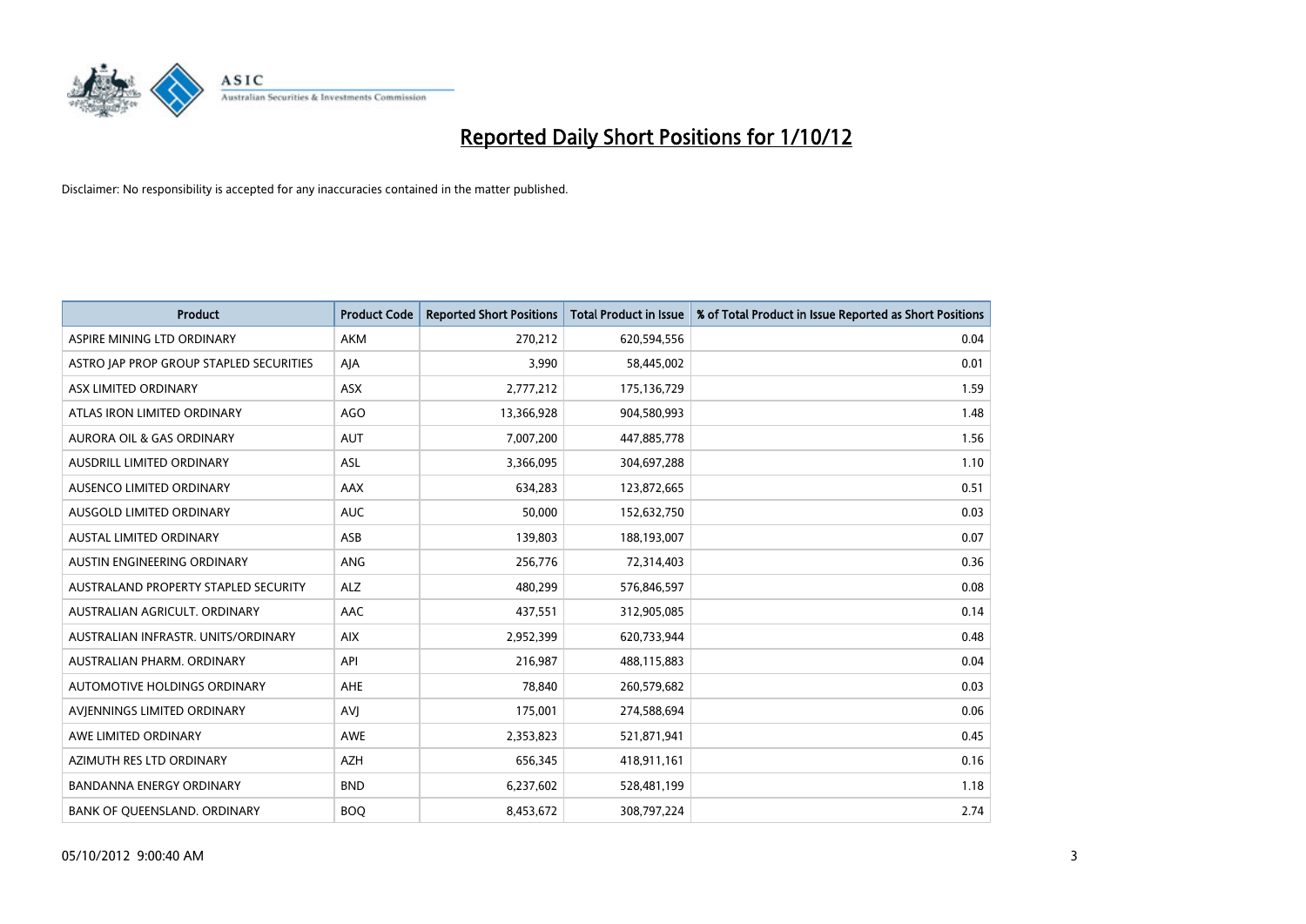# Reported Daily Short Positions for 1/10/12

Disclaimer: No responsibility is accepted for any inaccuracies contained in the matter published.

| Product | Product Code | Reported Short Positions | Total Product in Issue | % of Total Product in Issue Reported as Short Positions |
|---|---|---|---|---|
| ASPIRE MINING LTD ORDINARY | AKM | 270,212 | 620,594,556 | 0.04 |
| ASTRO JAP PROP GROUP STAPLED SECURITIES | AJA | 3,990 | 58,445,002 | 0.01 |
| ASX LIMITED ORDINARY | ASX | 2,777,212 | 175,136,729 | 1.59 |
| ATLAS IRON LIMITED ORDINARY | AGO | 13,366,928 | 904,580,993 | 1.48 |
| AURORA OIL & GAS ORDINARY | AUT | 7,007,200 | 447,885,778 | 1.56 |
| AUSDRILL LIMITED ORDINARY | ASL | 3,366,095 | 304,697,288 | 1.10 |
| AUSENCO LIMITED ORDINARY | AAX | 634,283 | 123,872,665 | 0.51 |
| AUSGOLD LIMITED ORDINARY | AUC | 50,000 | 152,632,750 | 0.03 |
| AUSTAL LIMITED ORDINARY | ASB | 139,803 | 188,193,007 | 0.07 |
| AUSTIN ENGINEERING ORDINARY | ANG | 256,776 | 72,314,403 | 0.36 |
| AUSTRALAND PROPERTY STAPLED SECURITY | ALZ | 480,299 | 576,846,597 | 0.08 |
| AUSTRALIAN AGRICULT. ORDINARY | AAC | 437,551 | 312,905,085 | 0.14 |
| AUSTRALIAN INFRASTR. UNITS/ORDINARY | AIX | 2,952,399 | 620,733,944 | 0.48 |
| AUSTRALIAN PHARM. ORDINARY | API | 216,987 | 488,115,883 | 0.04 |
| AUTOMOTIVE HOLDINGS ORDINARY | AHE | 78,840 | 260,579,682 | 0.03 |
| AVJENNINGS LIMITED ORDINARY | AVJ | 175,001 | 274,588,694 | 0.06 |
| AWE LIMITED ORDINARY | AWE | 2,353,823 | 521,871,941 | 0.45 |
| AZIMUTH RES LTD ORDINARY | AZH | 656,345 | 418,911,161 | 0.16 |
| BANDANNA ENERGY ORDINARY | BND | 6,237,602 | 528,481,199 | 1.18 |
| BANK OF QUEENSLAND. ORDINARY | BOQ | 8,453,672 | 308,797,224 | 2.74 |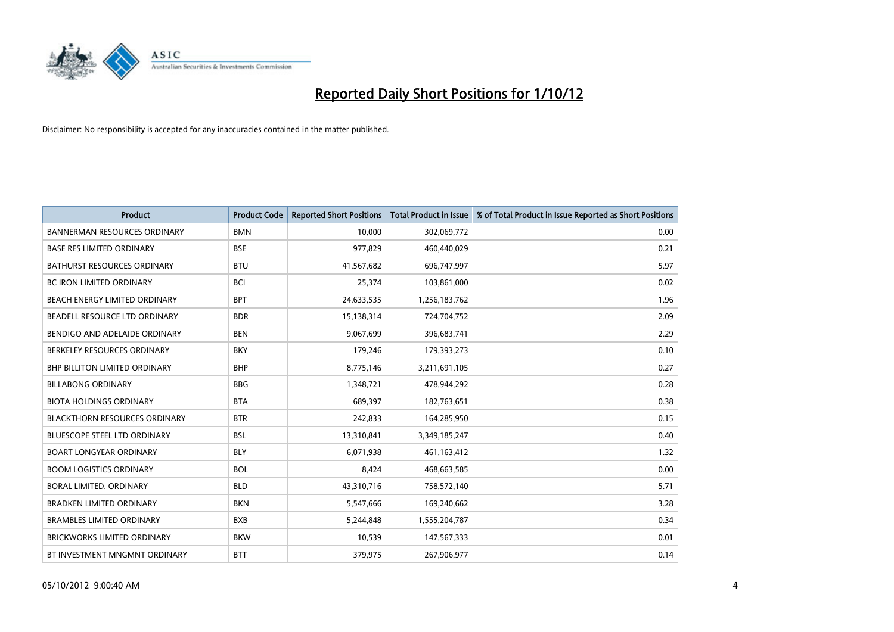# Reported Daily Short Positions for 1/10/12

Disclaimer: No responsibility is accepted for any inaccuracies contained in the matter published.

| Product | Product Code | Reported Short Positions | Total Product in Issue | % of Total Product in Issue Reported as Short Positions |
|---|---|---|---|---|
| BANNERMAN RESOURCES ORDINARY | BMN | 10,000 | 302,069,772 | 0.00 |
| BASE RES LIMITED ORDINARY | BSE | 977,829 | 460,440,029 | 0.21 |
| BATHURST RESOURCES ORDINARY | BTU | 41,567,682 | 696,747,997 | 5.97 |
| BC IRON LIMITED ORDINARY | BCI | 25,374 | 103,861,000 | 0.02 |
| BEACH ENERGY LIMITED ORDINARY | BPT | 24,633,535 | 1,256,183,762 | 1.96 |
| BEADELL RESOURCE LTD ORDINARY | BDR | 15,138,314 | 724,704,752 | 2.09 |
| BENDIGO AND ADELAIDE ORDINARY | BEN | 9,067,699 | 396,683,741 | 2.29 |
| BERKELEY RESOURCES ORDINARY | BKY | 179,246 | 179,393,273 | 0.10 |
| BHP BILLITON LIMITED ORDINARY | BHP | 8,775,146 | 3,211,691,105 | 0.27 |
| BILLABONG ORDINARY | BBG | 1,348,721 | 478,944,292 | 0.28 |
| BIOTA HOLDINGS ORDINARY | BTA | 689,397 | 182,763,651 | 0.38 |
| BLACKTHORN RESOURCES ORDINARY | BTR | 242,833 | 164,285,950 | 0.15 |
| BLUESCOPE STEEL LTD ORDINARY | BSL | 13,310,841 | 3,349,185,247 | 0.40 |
| BOART LONGYEAR ORDINARY | BLY | 6,071,938 | 461,163,412 | 1.32 |
| BOOM LOGISTICS ORDINARY | BOL | 8,424 | 468,663,585 | 0.00 |
| BORAL LIMITED. ORDINARY | BLD | 43,310,716 | 758,572,140 | 5.71 |
| BRADKEN LIMITED ORDINARY | BKN | 5,547,666 | 169,240,662 | 3.28 |
| BRAMBLES LIMITED ORDINARY | BXB | 5,244,848 | 1,555,204,787 | 0.34 |
| BRICKWORKS LIMITED ORDINARY | BKW | 10,539 | 147,567,333 | 0.01 |
| BT INVESTMENT MNGMNT ORDINARY | BTT | 379,975 | 267,906,977 | 0.14 |

05/10/2012 9:00:40 AM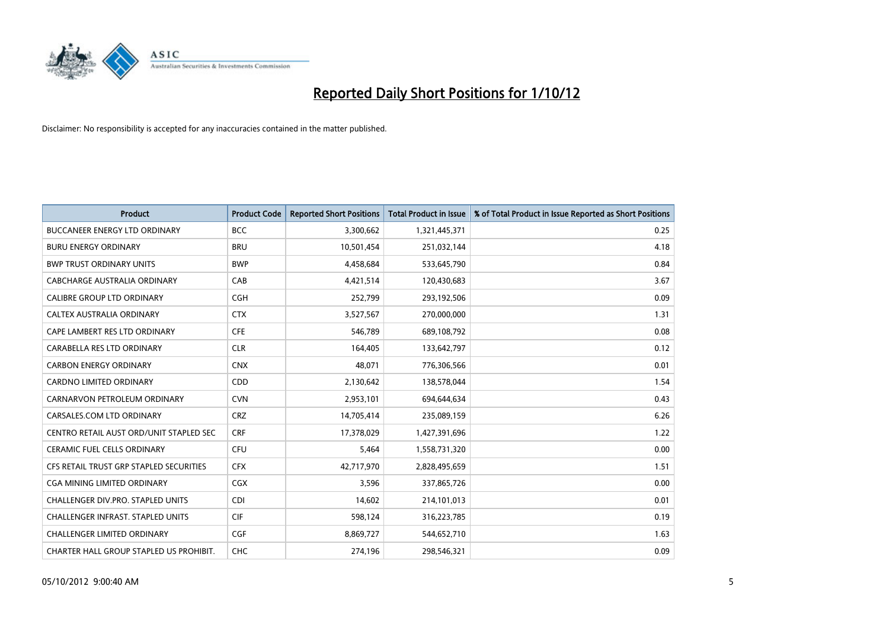# Reported Daily Short Positions for 1/10/12

Disclaimer: No responsibility is accepted for any inaccuracies contained in the matter published.

| Product | Product Code | Reported Short Positions | Total Product in Issue | % of Total Product in Issue Reported as Short Positions |
|---|---|---|---|---|
| BUCCANEER ENERGY LTD ORDINARY | BCC | 3,300,662 | 1,321,445,371 | 0.25 |
| BURU ENERGY ORDINARY | BRU | 10,501,454 | 251,032,144 | 4.18 |
| BWP TRUST ORDINARY UNITS | BWP | 4,458,684 | 533,645,790 | 0.84 |
| CABCHARGE AUSTRALIA ORDINARY | CAB | 4,421,514 | 120,430,683 | 3.67 |
| CALIBRE GROUP LTD ORDINARY | CGH | 252,799 | 293,192,506 | 0.09 |
| CALTEX AUSTRALIA ORDINARY | CTX | 3,527,567 | 270,000,000 | 1.31 |
| CAPE LAMBERT RES LTD ORDINARY | CFE | 546,789 | 689,108,792 | 0.08 |
| CARABELLA RES LTD ORDINARY | CLR | 164,405 | 133,642,797 | 0.12 |
| CARBON ENERGY ORDINARY | CNX | 48,071 | 776,306,566 | 0.01 |
| CARDNO LIMITED ORDINARY | CDD | 2,130,642 | 138,578,044 | 1.54 |
| CARNARVON PETROLEUM ORDINARY | CVN | 2,953,101 | 694,644,634 | 0.43 |
| CARSALES.COM LTD ORDINARY | CRZ | 14,705,414 | 235,089,159 | 6.26 |
| CENTRO RETAIL AUST ORD/UNIT STAPLED SEC | CRF | 17,378,029 | 1,427,391,696 | 1.22 |
| CERAMIC FUEL CELLS ORDINARY | CFU | 5,464 | 1,558,731,320 | 0.00 |
| CFS RETAIL TRUST GRP STAPLED SECURITIES | CFX | 42,717,970 | 2,828,495,659 | 1.51 |
| CGA MINING LIMITED ORDINARY | CGX | 3,596 | 337,865,726 | 0.00 |
| CHALLENGER DIV.PRO. STAPLED UNITS | CDI | 14,602 | 214,101,013 | 0.01 |
| CHALLENGER INFRAST. STAPLED UNITS | CIF | 598,124 | 316,223,785 | 0.19 |
| CHALLENGER LIMITED ORDINARY | CGF | 8,869,727 | 544,652,710 | 1.63 |
| CHARTER HALL GROUP STAPLED US PROHIBIT. | CHC | 274,196 | 298,546,321 | 0.09 |

05/10/2012 9:00:40 AM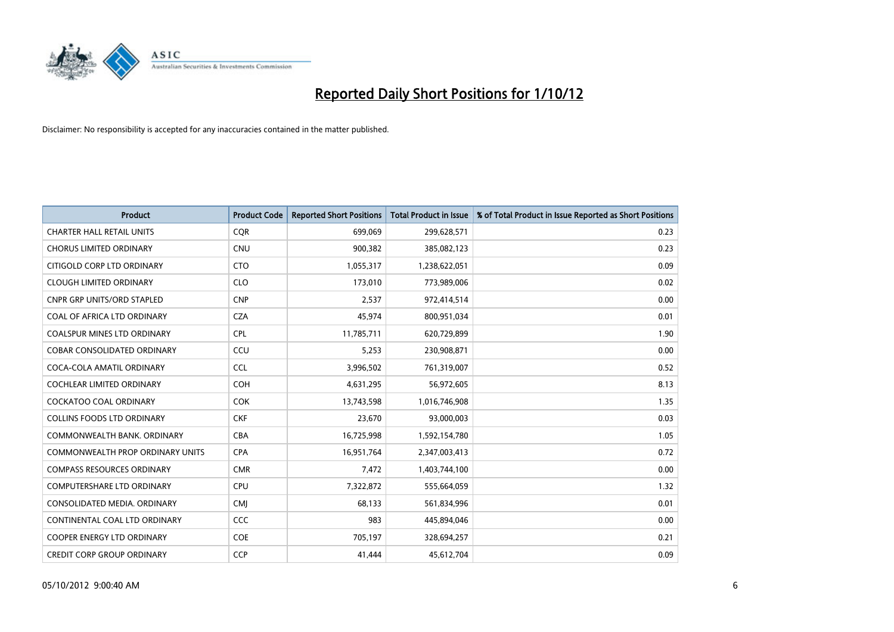# Reported Daily Short Positions for 1/10/12

Disclaimer: No responsibility is accepted for any inaccuracies contained in the matter published.

| Product | Product Code | Reported Short Positions | Total Product in Issue | % of Total Product in Issue Reported as Short Positions |
|---|---|---|---|---|
| CHARTER HALL RETAIL UNITS | CQR | 699,069 | 299,628,571 | 0.23 |
| CHORUS LIMITED ORDINARY | CNU | 900,382 | 385,082,123 | 0.23 |
| CITIGOLD CORP LTD ORDINARY | CTO | 1,055,317 | 1,238,622,051 | 0.09 |
| CLOUGH LIMITED ORDINARY | CLO | 173,010 | 773,989,006 | 0.02 |
| CNPR GRP UNITS/ORD STAPLED | CNP | 2,537 | 972,414,514 | 0.00 |
| COAL OF AFRICA LTD ORDINARY | CZA | 45,974 | 800,951,034 | 0.01 |
| COALSPUR MINES LTD ORDINARY | CPL | 11,785,711 | 620,729,899 | 1.90 |
| COBAR CONSOLIDATED ORDINARY | CCU | 5,253 | 230,908,871 | 0.00 |
| COCA-COLA AMATIL ORDINARY | CCL | 3,996,502 | 761,319,007 | 0.52 |
| COCHLEAR LIMITED ORDINARY | COH | 4,631,295 | 56,972,605 | 8.13 |
| COCKATOO COAL ORDINARY | COK | 13,743,598 | 1,016,746,908 | 1.35 |
| COLLINS FOODS LTD ORDINARY | CKF | 23,670 | 93,000,003 | 0.03 |
| COMMONWEALTH BANK. ORDINARY | CBA | 16,725,998 | 1,592,154,780 | 1.05 |
| COMMONWEALTH PROP ORDINARY UNITS | CPA | 16,951,764 | 2,347,003,413 | 0.72 |
| COMPASS RESOURCES ORDINARY | CMR | 7,472 | 1,403,744,100 | 0.00 |
| COMPUTERSHARE LTD ORDINARY | CPU | 7,322,872 | 555,664,059 | 1.32 |
| CONSOLIDATED MEDIA. ORDINARY | CMJ | 68,133 | 561,834,996 | 0.01 |
| CONTINENTAL COAL LTD ORDINARY | CCC | 983 | 445,894,046 | 0.00 |
| COOPER ENERGY LTD ORDINARY | COE | 705,197 | 328,694,257 | 0.21 |
| CREDIT CORP GROUP ORDINARY | CCP | 41,444 | 45,612,704 | 0.09 |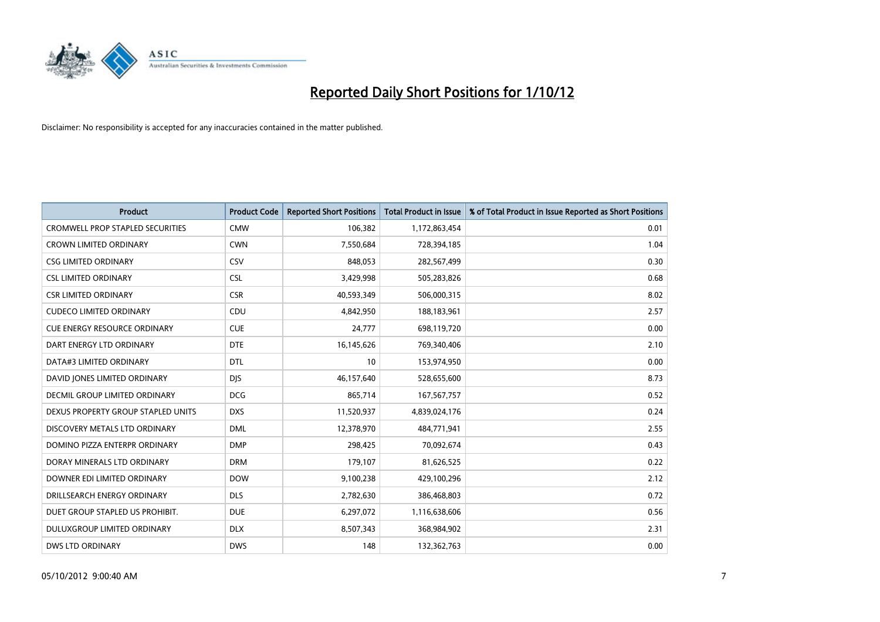# Reported Daily Short Positions for 1/10/12

Disclaimer: No responsibility is accepted for any inaccuracies contained in the matter published.

| Product | Product Code | Reported Short Positions | Total Product in Issue | % of Total Product in Issue Reported as Short Positions |
| --- | --- | --- | --- | --- |
| CROMWELL PROP STAPLED SECURITIES | CMW | 106,382 | 1,172,863,454 | 0.01 |
| CROWN LIMITED ORDINARY | CWN | 7,550,684 | 728,394,185 | 1.04 |
| CSG LIMITED ORDINARY | CSV | 848,053 | 282,567,499 | 0.30 |
| CSL LIMITED ORDINARY | CSL | 3,429,998 | 505,283,826 | 0.68 |
| CSR LIMITED ORDINARY | CSR | 40,593,349 | 506,000,315 | 8.02 |
| CUDECO LIMITED ORDINARY | CDU | 4,842,950 | 188,183,961 | 2.57 |
| CUE ENERGY RESOURCE ORDINARY | CUE | 24,777 | 698,119,720 | 0.00 |
| DART ENERGY LTD ORDINARY | DTE | 16,145,626 | 769,340,406 | 2.10 |
| DATA#3 LIMITED ORDINARY | DTL | 10 | 153,974,950 | 0.00 |
| DAVID JONES LIMITED ORDINARY | DJS | 46,157,640 | 528,655,600 | 8.73 |
| DECMIL GROUP LIMITED ORDINARY | DCG | 865,714 | 167,567,757 | 0.52 |
| DEXUS PROPERTY GROUP STAPLED UNITS | DXS | 11,520,937 | 4,839,024,176 | 0.24 |
| DISCOVERY METALS LTD ORDINARY | DML | 12,378,970 | 484,771,941 | 2.55 |
| DOMINO PIZZA ENTERPR ORDINARY | DMP | 298,425 | 70,092,674 | 0.43 |
| DORAY MINERALS LTD ORDINARY | DRM | 179,107 | 81,626,525 | 0.22 |
| DOWNER EDI LIMITED ORDINARY | DOW | 9,100,238 | 429,100,296 | 2.12 |
| DRILLSEARCH ENERGY ORDINARY | DLS | 2,782,630 | 386,468,803 | 0.72 |
| DUET GROUP STAPLED US PROHIBIT. | DUE | 6,297,072 | 1,116,638,606 | 0.56 |
| DULUXGROUP LIMITED ORDINARY | DLX | 8,507,343 | 368,984,902 | 2.31 |
| DWS LTD ORDINARY | DWS | 148 | 132,362,763 | 0.00 |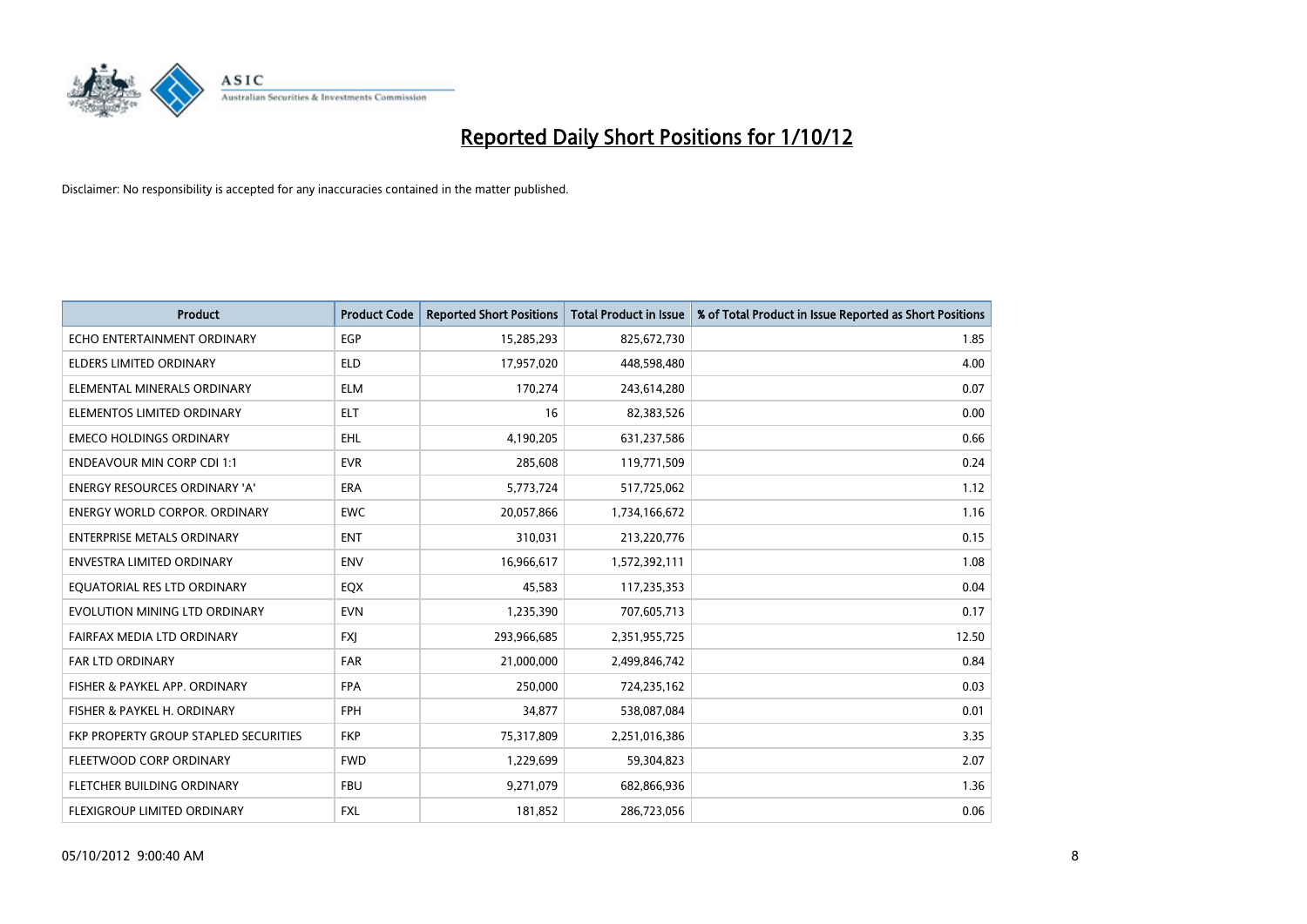# Reported Daily Short Positions for 1/10/12

Disclaimer: No responsibility is accepted for any inaccuracies contained in the matter published.

| Product | Product Code | Reported Short Positions | Total Product in Issue | % of Total Product in Issue Reported as Short Positions |
|---|---|---|---|---|
| ECHO ENTERTAINMENT ORDINARY | EGP | 15,285,293 | 825,672,730 | 1.85 |
| ELDERS LIMITED ORDINARY | ELD | 17,957,020 | 448,598,480 | 4.00 |
| ELEMENTAL MINERALS ORDINARY | ELM | 170,274 | 243,614,280 | 0.07 |
| ELEMENTOS LIMITED ORDINARY | ELT | 16 | 82,383,526 | 0.00 |
| EMECO HOLDINGS ORDINARY | EHL | 4,190,205 | 631,237,586 | 0.66 |
| ENDEAVOUR MIN CORP CDI 1:1 | EVR | 285,608 | 119,771,509 | 0.24 |
| ENERGY RESOURCES ORDINARY 'A' | ERA | 5,773,724 | 517,725,062 | 1.12 |
| ENERGY WORLD CORPOR. ORDINARY | EWC | 20,057,866 | 1,734,166,672 | 1.16 |
| ENTERPRISE METALS ORDINARY | ENT | 310,031 | 213,220,776 | 0.15 |
| ENVESTRA LIMITED ORDINARY | ENV | 16,966,617 | 1,572,392,111 | 1.08 |
| EQUATORIAL RES LTD ORDINARY | EQX | 45,583 | 117,235,353 | 0.04 |
| EVOLUTION MINING LTD ORDINARY | EVN | 1,235,390 | 707,605,713 | 0.17 |
| FAIRFAX MEDIA LTD ORDINARY | FXJ | 293,966,685 | 2,351,955,725 | 12.50 |
| FAR LTD ORDINARY | FAR | 21,000,000 | 2,499,846,742 | 0.84 |
| FISHER & PAYKEL APP. ORDINARY | FPA | 250,000 | 724,235,162 | 0.03 |
| FISHER & PAYKEL H. ORDINARY | FPH | 34,877 | 538,087,084 | 0.01 |
| FKP PROPERTY GROUP STAPLED SECURITIES | FKP | 75,317,809 | 2,251,016,386 | 3.35 |
| FLEETWOOD CORP ORDINARY | FWD | 1,229,699 | 59,304,823 | 2.07 |
| FLETCHER BUILDING ORDINARY | FBU | 9,271,079 | 682,866,936 | 1.36 |
| FLEXIGROUP LIMITED ORDINARY | FXL | 181,852 | 286,723,056 | 0.06 |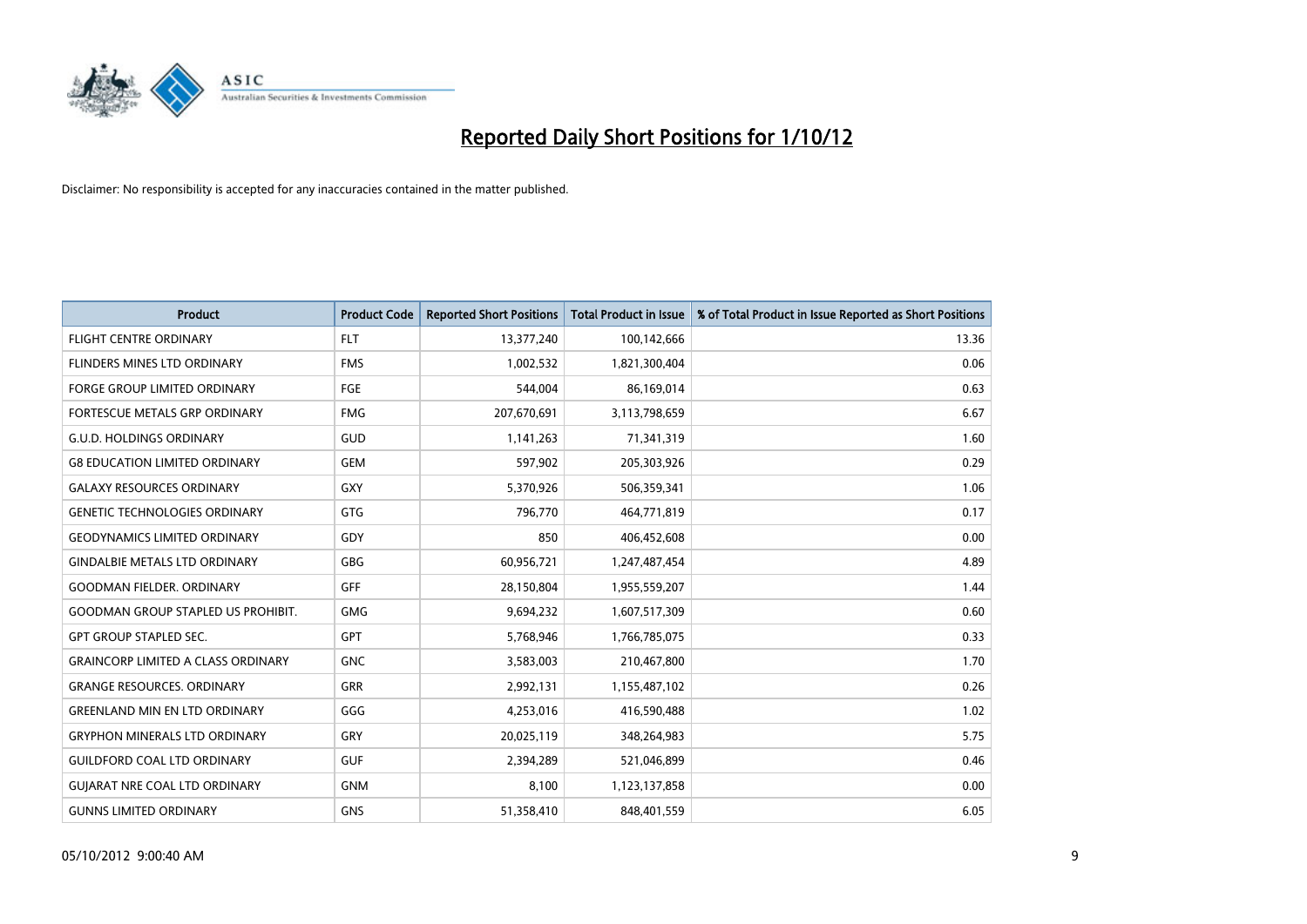# Reported Daily Short Positions for 1/10/12

Disclaimer: No responsibility is accepted for any inaccuracies contained in the matter published.

| Product | Product Code | Reported Short Positions | Total Product in Issue | % of Total Product in Issue Reported as Short Positions |
|---|---|---|---|---|
| FLIGHT CENTRE ORDINARY | FLT | 13,377,240 | 100,142,666 | 13.36 |
| FLINDERS MINES LTD ORDINARY | FMS | 1,002,532 | 1,821,300,404 | 0.06 |
| FORGE GROUP LIMITED ORDINARY | FGE | 544,004 | 86,169,014 | 0.63 |
| FORTESCUE METALS GRP ORDINARY | FMG | 207,670,691 | 3,113,798,659 | 6.67 |
| G.U.D. HOLDINGS ORDINARY | GUD | 1,141,263 | 71,341,319 | 1.60 |
| G8 EDUCATION LIMITED ORDINARY | GEM | 597,902 | 205,303,926 | 0.29 |
| GALAXY RESOURCES ORDINARY | GXY | 5,370,926 | 506,359,341 | 1.06 |
| GENETIC TECHNOLOGIES ORDINARY | GTG | 796,770 | 464,771,819 | 0.17 |
| GEODYNAMICS LIMITED ORDINARY | GDY | 850 | 406,452,608 | 0.00 |
| GINDALBIE METALS LTD ORDINARY | GBG | 60,956,721 | 1,247,487,454 | 4.89 |
| GOODMAN FIELDER. ORDINARY | GFF | 28,150,804 | 1,955,559,207 | 1.44 |
| GOODMAN GROUP STAPLED US PROHIBIT. | GMG | 9,694,232 | 1,607,517,309 | 0.60 |
| GPT GROUP STAPLED SEC. | GPT | 5,768,946 | 1,766,785,075 | 0.33 |
| GRAINCORP LIMITED A CLASS ORDINARY | GNC | 3,583,003 | 210,467,800 | 1.70 |
| GRANGE RESOURCES. ORDINARY | GRR | 2,992,131 | 1,155,487,102 | 0.26 |
| GREENLAND MIN EN LTD ORDINARY | GGG | 4,253,016 | 416,590,488 | 1.02 |
| GRYPHON MINERALS LTD ORDINARY | GRY | 20,025,119 | 348,264,983 | 5.75 |
| GUILDFORD COAL LTD ORDINARY | GUF | 2,394,289 | 521,046,899 | 0.46 |
| GUJARAT NRE COAL LTD ORDINARY | GNM | 8,100 | 1,123,137,858 | 0.00 |
| GUNNS LIMITED ORDINARY | GNS | 51,358,410 | 848,401,559 | 6.05 |

05/10/2012 9:00:40 AM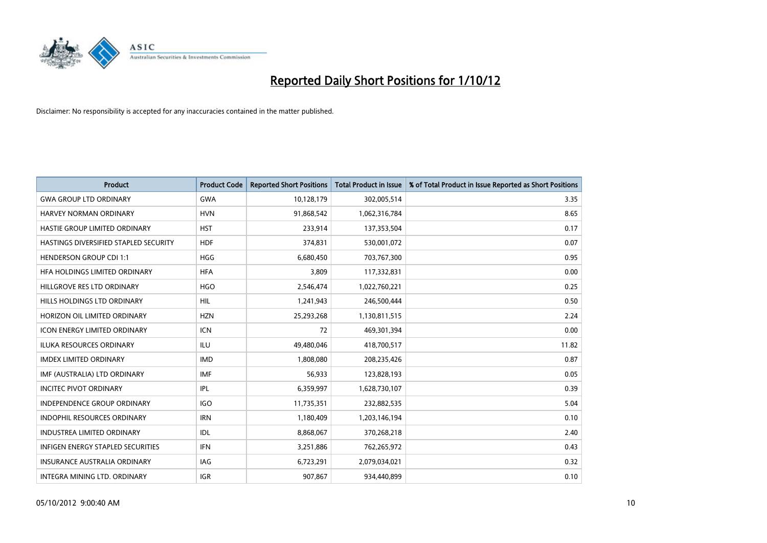# Reported Daily Short Positions for 1/10/12

Disclaimer: No responsibility is accepted for any inaccuracies contained in the matter published.

| Product | Product Code | Reported Short Positions | Total Product in Issue | % of Total Product in Issue Reported as Short Positions |
|---|---|---|---|---|
| GWA GROUP LTD ORDINARY | GWA | 10,128,179 | 302,005,514 | 3.35 |
| HARVEY NORMAN ORDINARY | HVN | 91,868,542 | 1,062,316,784 | 8.65 |
| HASTIE GROUP LIMITED ORDINARY | HST | 233,914 | 137,353,504 | 0.17 |
| HASTINGS DIVERSIFIED STAPLED SECURITY | HDF | 374,831 | 530,001,072 | 0.07 |
| HENDERSON GROUP CDI 1:1 | HGG | 6,680,450 | 703,767,300 | 0.95 |
| HFA HOLDINGS LIMITED ORDINARY | HFA | 3,809 | 117,332,831 | 0.00 |
| HILLGROVE RES LTD ORDINARY | HGO | 2,546,474 | 1,022,760,221 | 0.25 |
| HILLS HOLDINGS LTD ORDINARY | HIL | 1,241,943 | 246,500,444 | 0.50 |
| HORIZON OIL LIMITED ORDINARY | HZN | 25,293,268 | 1,130,811,515 | 2.24 |
| ICON ENERGY LIMITED ORDINARY | ICN | 72 | 469,301,394 | 0.00 |
| ILUKA RESOURCES ORDINARY | ILU | 49,480,046 | 418,700,517 | 11.82 |
| IMDEX LIMITED ORDINARY | IMD | 1,808,080 | 208,235,426 | 0.87 |
| IMF (AUSTRALIA) LTD ORDINARY | IMF | 56,933 | 123,828,193 | 0.05 |
| INCITEC PIVOT ORDINARY | IPL | 6,359,997 | 1,628,730,107 | 0.39 |
| INDEPENDENCE GROUP ORDINARY | IGO | 11,735,351 | 232,882,535 | 5.04 |
| INDOPHIL RESOURCES ORDINARY | IRN | 1,180,409 | 1,203,146,194 | 0.10 |
| INDUSTREA LIMITED ORDINARY | IDL | 8,868,067 | 370,268,218 | 2.40 |
| INFIGEN ENERGY STAPLED SECURITIES | IFN | 3,251,886 | 762,265,972 | 0.43 |
| INSURANCE AUSTRALIA ORDINARY | IAG | 6,723,291 | 2,079,034,021 | 0.32 |
| INTEGRA MINING LTD. ORDINARY | IGR | 907,867 | 934,440,899 | 0.10 |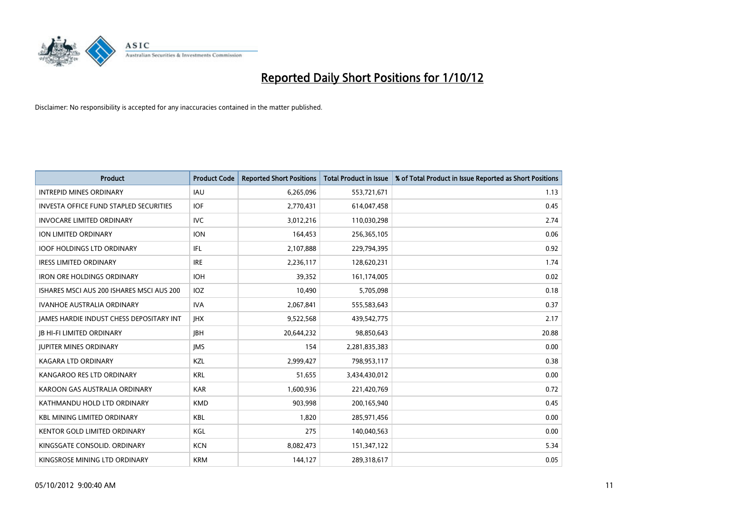# Reported Daily Short Positions for 1/10/12

Disclaimer: No responsibility is accepted for any inaccuracies contained in the matter published.

| Product | Product Code | Reported Short Positions | Total Product in Issue | % of Total Product in Issue Reported as Short Positions |
|---|---|---|---|---|
| INTREPID MINES ORDINARY | IAU | 6,265,096 | 553,721,671 | 1.13 |
| INVESTA OFFICE FUND STAPLED SECURITIES | IOF | 2,770,431 | 614,047,458 | 0.45 |
| INVOCARE LIMITED ORDINARY | IVC | 3,012,216 | 110,030,298 | 2.74 |
| ION LIMITED ORDINARY | ION | 164,453 | 256,365,105 | 0.06 |
| IOOF HOLDINGS LTD ORDINARY | IFL | 2,107,888 | 229,794,395 | 0.92 |
| IRESS LIMITED ORDINARY | IRE | 2,236,117 | 128,620,231 | 1.74 |
| IRON ORE HOLDINGS ORDINARY | IOH | 39,352 | 161,174,005 | 0.02 |
| ISHARES MSCI AUS 200 ISHARES MSCI AUS 200 | IOZ | 10,490 | 5,705,098 | 0.18 |
| IVANHOE AUSTRALIA ORDINARY | IVA | 2,067,841 | 555,583,643 | 0.37 |
| JAMES HARDIE INDUST CHESS DEPOSITARY INT | JHX | 9,522,568 | 439,542,775 | 2.17 |
| JB HI-FI LIMITED ORDINARY | JBH | 20,644,232 | 98,850,643 | 20.88 |
| JUPITER MINES ORDINARY | JMS | 154 | 2,281,835,383 | 0.00 |
| KAGARA LTD ORDINARY | KZL | 2,999,427 | 798,953,117 | 0.38 |
| KANGAROO RES LTD ORDINARY | KRL | 51,655 | 3,434,430,012 | 0.00 |
| KAROON GAS AUSTRALIA ORDINARY | KAR | 1,600,936 | 221,420,769 | 0.72 |
| KATHMANDU HOLD LTD ORDINARY | KMD | 903,998 | 200,165,940 | 0.45 |
| KBL MINING LIMITED ORDINARY | KBL | 1,820 | 285,971,456 | 0.00 |
| KENTOR GOLD LIMITED ORDINARY | KGL | 275 | 140,040,563 | 0.00 |
| KINGSGATE CONSOLID. ORDINARY | KCN | 8,082,473 | 151,347,122 | 5.34 |
| KINGSROSE MINING LTD ORDINARY | KRM | 144,127 | 289,318,617 | 0.05 |

05/10/2012 9:00:40 AM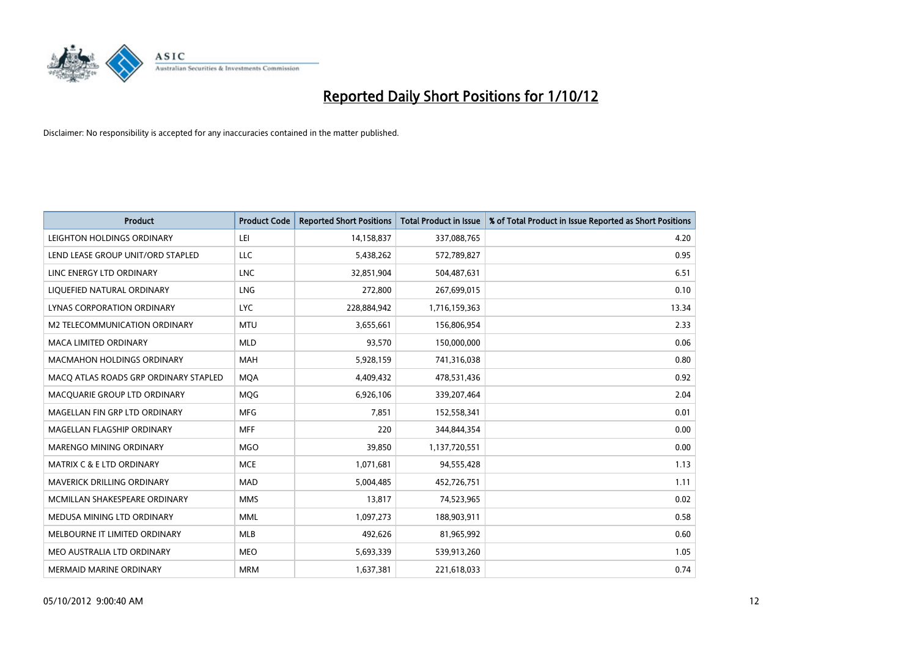# Reported Daily Short Positions for 1/10/12

Disclaimer: No responsibility is accepted for any inaccuracies contained in the matter published.

| Product | Product Code | Reported Short Positions | Total Product in Issue | % of Total Product in Issue Reported as Short Positions |
|---|---|---|---|---|
| LEIGHTON HOLDINGS ORDINARY | LEI | 14,158,837 | 337,088,765 | 4.20 |
| LEND LEASE GROUP UNIT/ORD STAPLED | LLC | 5,438,262 | 572,789,827 | 0.95 |
| LINC ENERGY LTD ORDINARY | LNC | 32,851,904 | 504,487,631 | 6.51 |
| LIQUEFIED NATURAL ORDINARY | LNG | 272,800 | 267,699,015 | 0.10 |
| LYNAS CORPORATION ORDINARY | LYC | 228,884,942 | 1,716,159,363 | 13.34 |
| M2 TELECOMMUNICATION ORDINARY | MTU | 3,655,661 | 156,806,954 | 2.33 |
| MACA LIMITED ORDINARY | MLD | 93,570 | 150,000,000 | 0.06 |
| MACMAHON HOLDINGS ORDINARY | MAH | 5,928,159 | 741,316,038 | 0.80 |
| MACQ ATLAS ROADS GRP ORDINARY STAPLED | MQA | 4,409,432 | 478,531,436 | 0.92 |
| MACQUARIE GROUP LTD ORDINARY | MQG | 6,926,106 | 339,207,464 | 2.04 |
| MAGELLAN FIN GRP LTD ORDINARY | MFG | 7,851 | 152,558,341 | 0.01 |
| MAGELLAN FLAGSHIP ORDINARY | MFF | 220 | 344,844,354 | 0.00 |
| MARENGO MINING ORDINARY | MGO | 39,850 | 1,137,720,551 | 0.00 |
| MATRIX C & E LTD ORDINARY | MCE | 1,071,681 | 94,555,428 | 1.13 |
| MAVERICK DRILLING ORDINARY | MAD | 5,004,485 | 452,726,751 | 1.11 |
| MCMILLAN SHAKESPEARE ORDINARY | MMS | 13,817 | 74,523,965 | 0.02 |
| MEDUSA MINING LTD ORDINARY | MML | 1,097,273 | 188,903,911 | 0.58 |
| MELBOURNE IT LIMITED ORDINARY | MLB | 492,626 | 81,965,992 | 0.60 |
| MEO AUSTRALIA LTD ORDINARY | MEO | 5,693,339 | 539,913,260 | 1.05 |
| MERMAID MARINE ORDINARY | MRM | 1,637,381 | 221,618,033 | 0.74 |

05/10/2012 9:00:40 AM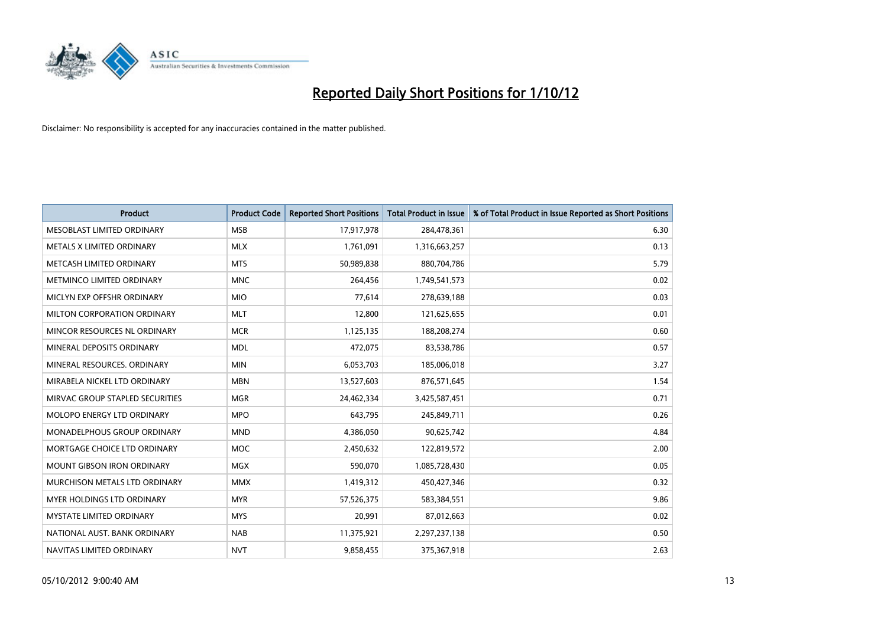# Reported Daily Short Positions for 1/10/12

Disclaimer: No responsibility is accepted for any inaccuracies contained in the matter published.

| Product | Product Code | Reported Short Positions | Total Product in Issue | % of Total Product in Issue Reported as Short Positions |
| --- | --- | --- | --- | --- |
| MESOBLAST LIMITED ORDINARY | MSB | 17,917,978 | 284,478,361 | 6.30 |
| METALS X LIMITED ORDINARY | MLX | 1,761,091 | 1,316,663,257 | 0.13 |
| METCASH LIMITED ORDINARY | MTS | 50,989,838 | 880,704,786 | 5.79 |
| METMINCO LIMITED ORDINARY | MNC | 264,456 | 1,749,541,573 | 0.02 |
| MICLYN EXP OFFSHR ORDINARY | MIO | 77,614 | 278,639,188 | 0.03 |
| MILTON CORPORATION ORDINARY | MLT | 12,800 | 121,625,655 | 0.01 |
| MINCOR RESOURCES NL ORDINARY | MCR | 1,125,135 | 188,208,274 | 0.60 |
| MINERAL DEPOSITS ORDINARY | MDL | 472,075 | 83,538,786 | 0.57 |
| MINERAL RESOURCES. ORDINARY | MIN | 6,053,703 | 185,006,018 | 3.27 |
| MIRABELA NICKEL LTD ORDINARY | MBN | 13,527,603 | 876,571,645 | 1.54 |
| MIRVAC GROUP STAPLED SECURITIES | MGR | 24,462,334 | 3,425,587,451 | 0.71 |
| MOLOPO ENERGY LTD ORDINARY | MPO | 643,795 | 245,849,711 | 0.26 |
| MONADELPHOUS GROUP ORDINARY | MND | 4,386,050 | 90,625,742 | 4.84 |
| MORTGAGE CHOICE LTD ORDINARY | MOC | 2,450,632 | 122,819,572 | 2.00 |
| MOUNT GIBSON IRON ORDINARY | MGX | 590,070 | 1,085,728,430 | 0.05 |
| MURCHISON METALS LTD ORDINARY | MMX | 1,419,312 | 450,427,346 | 0.32 |
| MYER HOLDINGS LTD ORDINARY | MYR | 57,526,375 | 583,384,551 | 9.86 |
| MYSTATE LIMITED ORDINARY | MYS | 20,991 | 87,012,663 | 0.02 |
| NATIONAL AUST. BANK ORDINARY | NAB | 11,375,921 | 2,297,237,138 | 0.50 |
| NAVITAS LIMITED ORDINARY | NVT | 9,858,455 | 375,367,918 | 2.63 |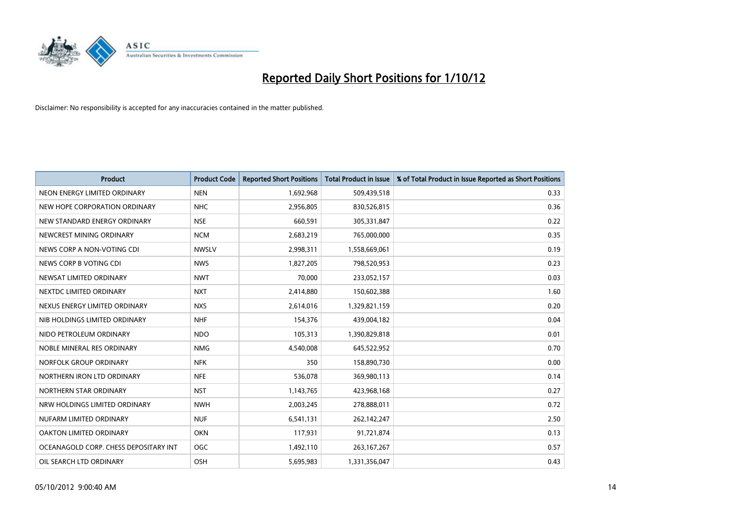# Reported Daily Short Positions for 1/10/12

Disclaimer: No responsibility is accepted for any inaccuracies contained in the matter published.

| Product | Product Code | Reported Short Positions | Total Product in Issue | % of Total Product in Issue Reported as Short Positions |
|---|---|---|---|---|
| NEON ENERGY LIMITED ORDINARY | NEN | 1,692,968 | 509,439,518 | 0.33 |
| NEW HOPE CORPORATION ORDINARY | NHC | 2,956,805 | 830,526,815 | 0.36 |
| NEW STANDARD ENERGY ORDINARY | NSE | 660,591 | 305,331,847 | 0.22 |
| NEWCREST MINING ORDINARY | NCM | 2,683,219 | 765,000,000 | 0.35 |
| NEWS CORP A NON-VOTING CDI | NWSLV | 2,998,311 | 1,558,669,061 | 0.19 |
| NEWS CORP B VOTING CDI | NWS | 1,827,205 | 798,520,953 | 0.23 |
| NEWSAT LIMITED ORDINARY | NWT | 70,000 | 233,052,157 | 0.03 |
| NEXTDC LIMITED ORDINARY | NXT | 2,414,880 | 150,602,388 | 1.60 |
| NEXUS ENERGY LIMITED ORDINARY | NXS | 2,614,016 | 1,329,821,159 | 0.20 |
| NIB HOLDINGS LIMITED ORDINARY | NHF | 154,376 | 439,004,182 | 0.04 |
| NIDO PETROLEUM ORDINARY | NDO | 105,313 | 1,390,829,818 | 0.01 |
| NOBLE MINERAL RES ORDINARY | NMG | 4,540,008 | 645,522,952 | 0.70 |
| NORFOLK GROUP ORDINARY | NFK | 350 | 158,890,730 | 0.00 |
| NORTHERN IRON LTD ORDINARY | NFE | 536,078 | 369,980,113 | 0.14 |
| NORTHERN STAR ORDINARY | NST | 1,143,765 | 423,968,168 | 0.27 |
| NRW HOLDINGS LIMITED ORDINARY | NWH | 2,003,245 | 278,888,011 | 0.72 |
| NUFARM LIMITED ORDINARY | NUF | 6,541,131 | 262,142,247 | 2.50 |
| OAKTON LIMITED ORDINARY | OKN | 117,931 | 91,721,874 | 0.13 |
| OCEANAGOLD CORP. CHESS DEPOSITARY INT | OGC | 1,492,110 | 263,167,267 | 0.57 |
| OIL SEARCH LTD ORDINARY | OSH | 5,695,983 | 1,331,356,047 | 0.43 |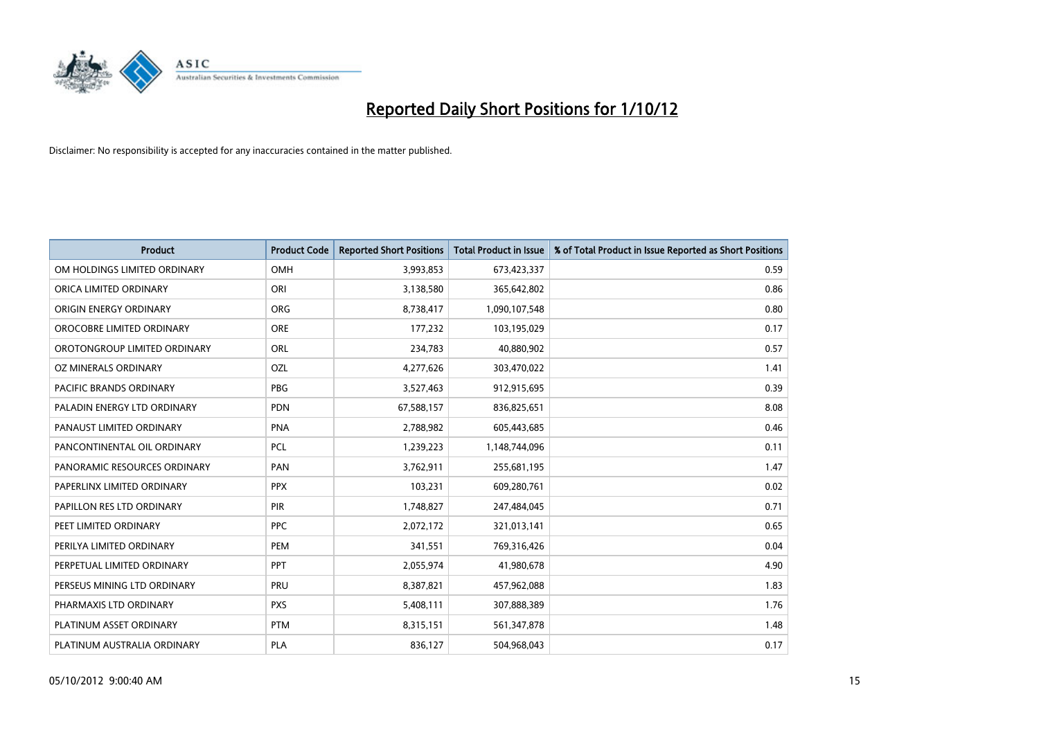# Reported Daily Short Positions for 1/10/12

Disclaimer: No responsibility is accepted for any inaccuracies contained in the matter published.

| Product | Product Code | Reported Short Positions | Total Product in Issue | % of Total Product in Issue Reported as Short Positions |
|---|---|---|---|---|
| OM HOLDINGS LIMITED ORDINARY | OMH | 3,993,853 | 673,423,337 | 0.59 |
| ORICA LIMITED ORDINARY | ORI | 3,138,580 | 365,642,802 | 0.86 |
| ORIGIN ENERGY ORDINARY | ORG | 8,738,417 | 1,090,107,548 | 0.80 |
| OROCOBRE LIMITED ORDINARY | ORE | 177,232 | 103,195,029 | 0.17 |
| OROTONGROUP LIMITED ORDINARY | ORL | 234,783 | 40,880,902 | 0.57 |
| OZ MINERALS ORDINARY | OZL | 4,277,626 | 303,470,022 | 1.41 |
| PACIFIC BRANDS ORDINARY | PBG | 3,527,463 | 912,915,695 | 0.39 |
| PALADIN ENERGY LTD ORDINARY | PDN | 67,588,157 | 836,825,651 | 8.08 |
| PANAUST LIMITED ORDINARY | PNA | 2,788,982 | 605,443,685 | 0.46 |
| PANCONTINENTAL OIL ORDINARY | PCL | 1,239,223 | 1,148,744,096 | 0.11 |
| PANORAMIC RESOURCES ORDINARY | PAN | 3,762,911 | 255,681,195 | 1.47 |
| PAPERLINX LIMITED ORDINARY | PPX | 103,231 | 609,280,761 | 0.02 |
| PAPILLON RES LTD ORDINARY | PIR | 1,748,827 | 247,484,045 | 0.71 |
| PEET LIMITED ORDINARY | PPC | 2,072,172 | 321,013,141 | 0.65 |
| PERILYA LIMITED ORDINARY | PEM | 341,551 | 769,316,426 | 0.04 |
| PERPETUAL LIMITED ORDINARY | PPT | 2,055,974 | 41,980,678 | 4.90 |
| PERSEUS MINING LTD ORDINARY | PRU | 8,387,821 | 457,962,088 | 1.83 |
| PHARMAXIS LTD ORDINARY | PXS | 5,408,111 | 307,888,389 | 1.76 |
| PLATINUM ASSET ORDINARY | PTM | 8,315,151 | 561,347,878 | 1.48 |
| PLATINUM AUSTRALIA ORDINARY | PLA | 836,127 | 504,968,043 | 0.17 |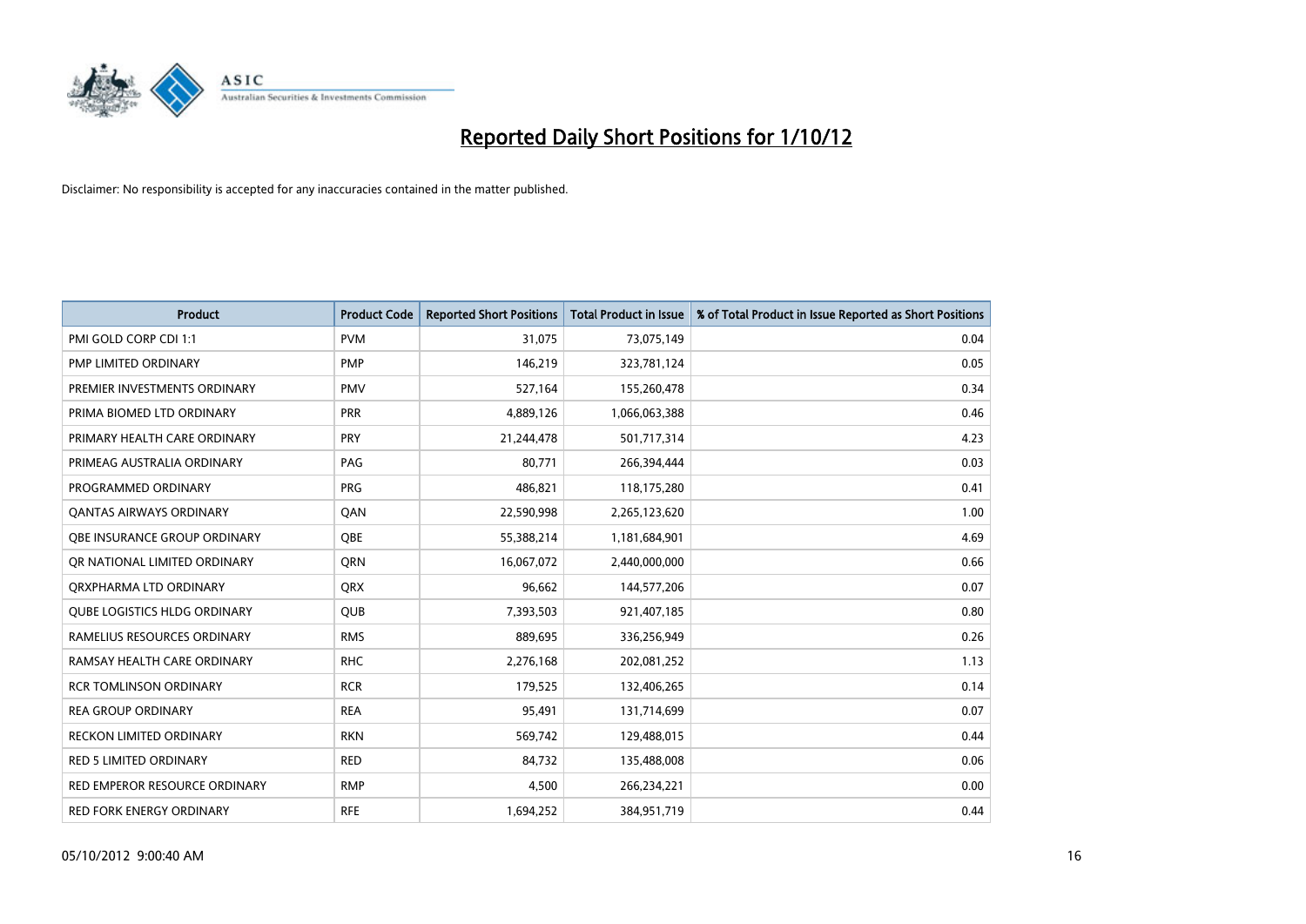# Reported Daily Short Positions for 1/10/12

Disclaimer: No responsibility is accepted for any inaccuracies contained in the matter published.

| Product | Product Code | Reported Short Positions | Total Product in Issue | % of Total Product in Issue Reported as Short Positions |
|---|---|---|---|---|
| PMI GOLD CORP CDI 1:1 | PVM | 31,075 | 73,075,149 | 0.04 |
| PMP LIMITED ORDINARY | PMP | 146,219 | 323,781,124 | 0.05 |
| PREMIER INVESTMENTS ORDINARY | PMV | 527,164 | 155,260,478 | 0.34 |
| PRIMA BIOMED LTD ORDINARY | PRR | 4,889,126 | 1,066,063,388 | 0.46 |
| PRIMARY HEALTH CARE ORDINARY | PRY | 21,244,478 | 501,717,314 | 4.23 |
| PRIMEAG AUSTRALIA ORDINARY | PAG | 80,771 | 266,394,444 | 0.03 |
| PROGRAMMED ORDINARY | PRG | 486,821 | 118,175,280 | 0.41 |
| QANTAS AIRWAYS ORDINARY | QAN | 22,590,998 | 2,265,123,620 | 1.00 |
| QBE INSURANCE GROUP ORDINARY | QBE | 55,388,214 | 1,181,684,901 | 4.69 |
| QR NATIONAL LIMITED ORDINARY | QRN | 16,067,072 | 2,440,000,000 | 0.66 |
| QRXPHARMA LTD ORDINARY | QRX | 96,662 | 144,577,206 | 0.07 |
| QUBE LOGISTICS HLDG ORDINARY | QUB | 7,393,503 | 921,407,185 | 0.80 |
| RAMELIUS RESOURCES ORDINARY | RMS | 889,695 | 336,256,949 | 0.26 |
| RAMSAY HEALTH CARE ORDINARY | RHC | 2,276,168 | 202,081,252 | 1.13 |
| RCR TOMLINSON ORDINARY | RCR | 179,525 | 132,406,265 | 0.14 |
| REA GROUP ORDINARY | REA | 95,491 | 131,714,699 | 0.07 |
| RECKON LIMITED ORDINARY | RKN | 569,742 | 129,488,015 | 0.44 |
| RED 5 LIMITED ORDINARY | RED | 84,732 | 135,488,008 | 0.06 |
| RED EMPEROR RESOURCE ORDINARY | RMP | 4,500 | 266,234,221 | 0.00 |
| RED FORK ENERGY ORDINARY | RFE | 1,694,252 | 384,951,719 | 0.44 |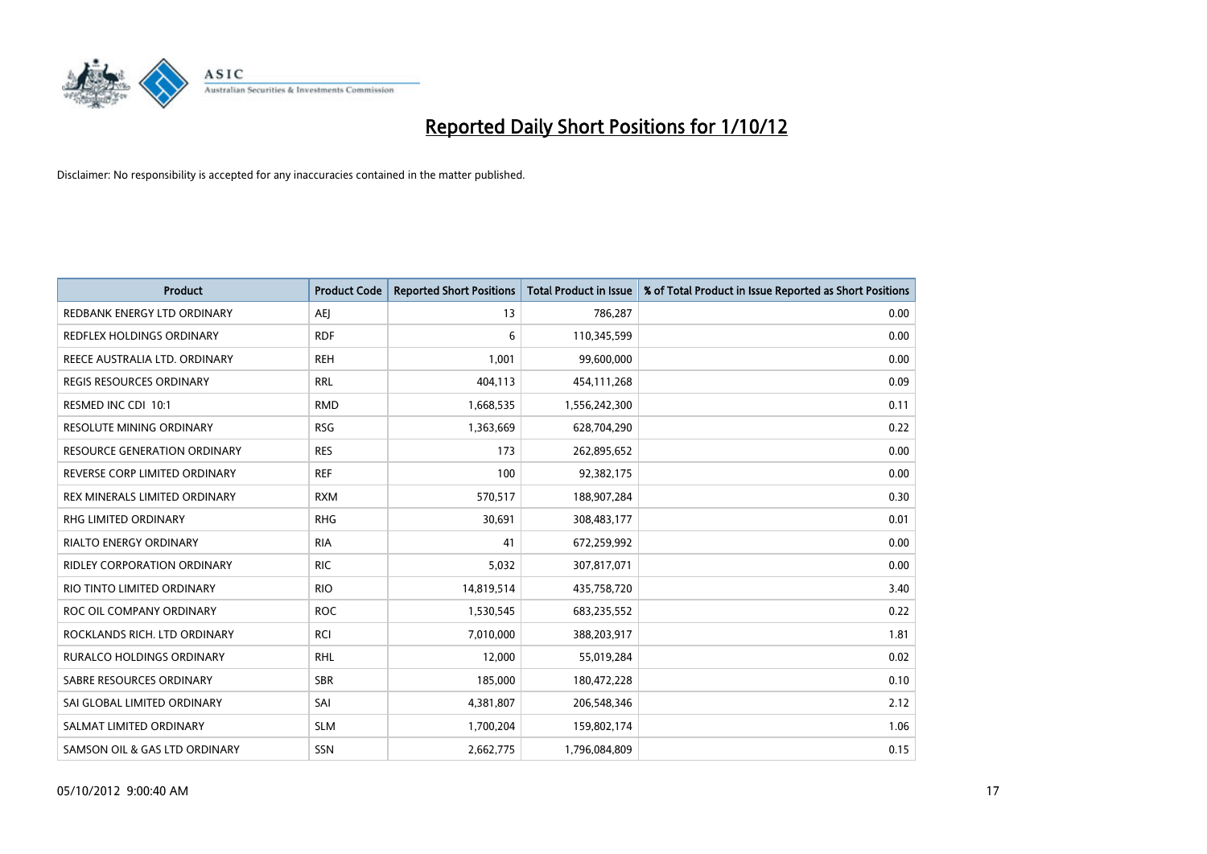# Reported Daily Short Positions for 1/10/12

Disclaimer: No responsibility is accepted for any inaccuracies contained in the matter published.

| Product | Product Code | Reported Short Positions | Total Product in Issue | % of Total Product in Issue Reported as Short Positions |
|---|---|---|---|---|
| REDBANK ENERGY LTD ORDINARY | AEJ | 13 | 786,287 | 0.00 |
| REDFLEX HOLDINGS ORDINARY | RDF | 6 | 110,345,599 | 0.00 |
| REECE AUSTRALIA LTD. ORDINARY | REH | 1,001 | 99,600,000 | 0.00 |
| REGIS RESOURCES ORDINARY | RRL | 404,113 | 454,111,268 | 0.09 |
| RESMED INC CDI 10:1 | RMD | 1,668,535 | 1,556,242,300 | 0.11 |
| RESOLUTE MINING ORDINARY | RSG | 1,363,669 | 628,704,290 | 0.22 |
| RESOURCE GENERATION ORDINARY | RES | 173 | 262,895,652 | 0.00 |
| REVERSE CORP LIMITED ORDINARY | REF | 100 | 92,382,175 | 0.00 |
| REX MINERALS LIMITED ORDINARY | RXM | 570,517 | 188,907,284 | 0.30 |
| RHG LIMITED ORDINARY | RHG | 30,691 | 308,483,177 | 0.01 |
| RIALTO ENERGY ORDINARY | RIA | 41 | 672,259,992 | 0.00 |
| RIDLEY CORPORATION ORDINARY | RIC | 5,032 | 307,817,071 | 0.00 |
| RIO TINTO LIMITED ORDINARY | RIO | 14,819,514 | 435,758,720 | 3.40 |
| ROC OIL COMPANY ORDINARY | ROC | 1,530,545 | 683,235,552 | 0.22 |
| ROCKLANDS RICH. LTD ORDINARY | RCI | 7,010,000 | 388,203,917 | 1.81 |
| RURALCO HOLDINGS ORDINARY | RHL | 12,000 | 55,019,284 | 0.02 |
| SABRE RESOURCES ORDINARY | SBR | 185,000 | 180,472,228 | 0.10 |
| SAI GLOBAL LIMITED ORDINARY | SAI | 4,381,807 | 206,548,346 | 2.12 |
| SALMAT LIMITED ORDINARY | SLM | 1,700,204 | 159,802,174 | 1.06 |
| SAMSON OIL & GAS LTD ORDINARY | SSN | 2,662,775 | 1,796,084,809 | 0.15 |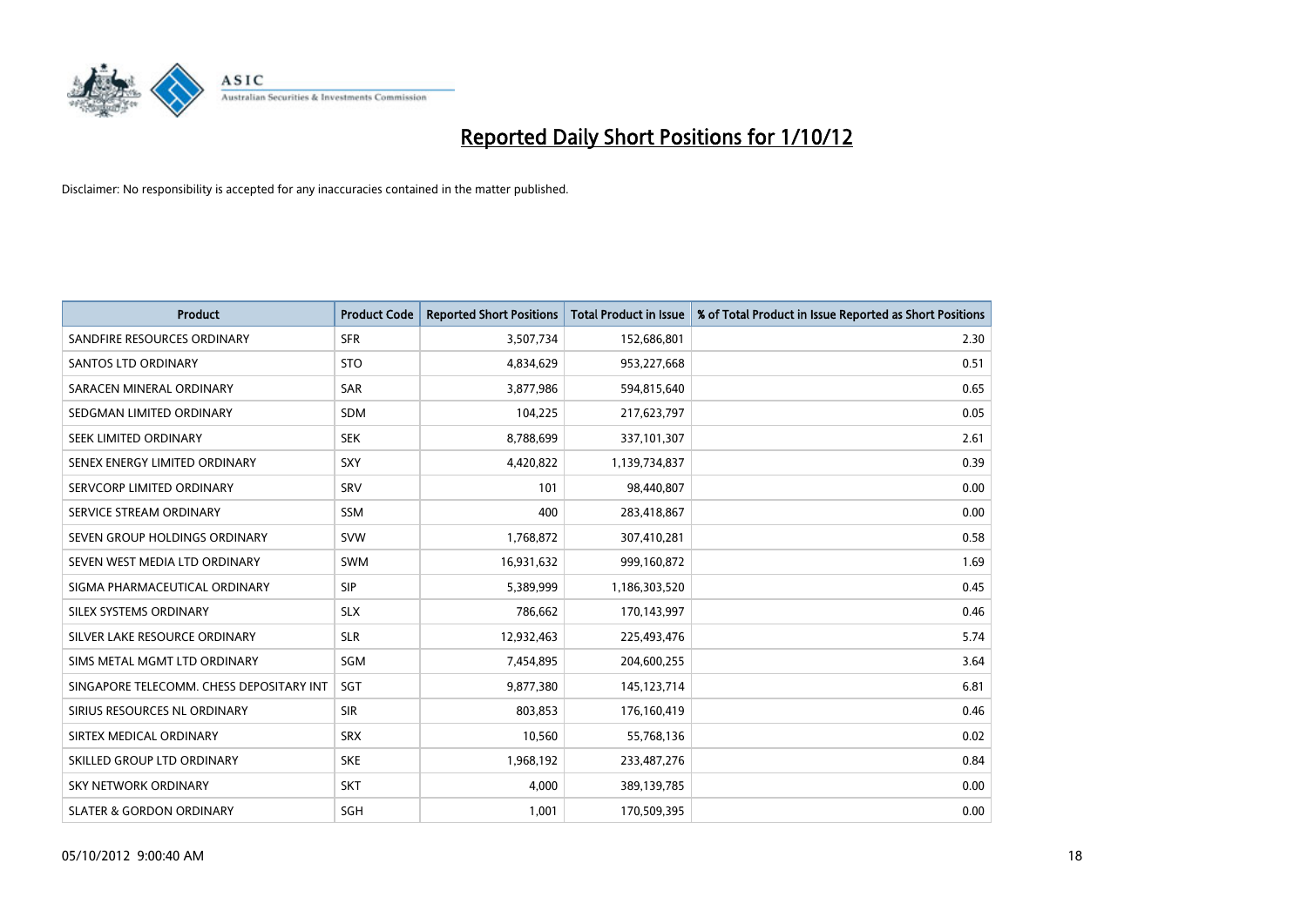# Reported Daily Short Positions for 1/10/12

Disclaimer: No responsibility is accepted for any inaccuracies contained in the matter published.

| Product | Product Code | Reported Short Positions | Total Product in Issue | % of Total Product in Issue Reported as Short Positions |
|---|---|---|---|---|
| SANDFIRE RESOURCES ORDINARY | SFR | 3,507,734 | 152,686,801 | 2.30 |
| SANTOS LTD ORDINARY | STO | 4,834,629 | 953,227,668 | 0.51 |
| SARACEN MINERAL ORDINARY | SAR | 3,877,986 | 594,815,640 | 0.65 |
| SEDGMAN LIMITED ORDINARY | SDM | 104,225 | 217,623,797 | 0.05 |
| SEEK LIMITED ORDINARY | SEK | 8,788,699 | 337,101,307 | 2.61 |
| SENEX ENERGY LIMITED ORDINARY | SXY | 4,420,822 | 1,139,734,837 | 0.39 |
| SERVCORP LIMITED ORDINARY | SRV | 101 | 98,440,807 | 0.00 |
| SERVICE STREAM ORDINARY | SSM | 400 | 283,418,867 | 0.00 |
| SEVEN GROUP HOLDINGS ORDINARY | SVW | 1,768,872 | 307,410,281 | 0.58 |
| SEVEN WEST MEDIA LTD ORDINARY | SWM | 16,931,632 | 999,160,872 | 1.69 |
| SIGMA PHARMACEUTICAL ORDINARY | SIP | 5,389,999 | 1,186,303,520 | 0.45 |
| SILEX SYSTEMS ORDINARY | SLX | 786,662 | 170,143,997 | 0.46 |
| SILVER LAKE RESOURCE ORDINARY | SLR | 12,932,463 | 225,493,476 | 5.74 |
| SIMS METAL MGMT LTD ORDINARY | SGM | 7,454,895 | 204,600,255 | 3.64 |
| SINGAPORE TELECOMM. CHESS DEPOSITARY INT | SGT | 9,877,380 | 145,123,714 | 6.81 |
| SIRIUS RESOURCES NL ORDINARY | SIR | 803,853 | 176,160,419 | 0.46 |
| SIRTEX MEDICAL ORDINARY | SRX | 10,560 | 55,768,136 | 0.02 |
| SKILLED GROUP LTD ORDINARY | SKE | 1,968,192 | 233,487,276 | 0.84 |
| SKY NETWORK ORDINARY | SKT | 4,000 | 389,139,785 | 0.00 |
| SLATER & GORDON ORDINARY | SGH | 1,001 | 170,509,395 | 0.00 |

05/10/2012 9:00:40 AM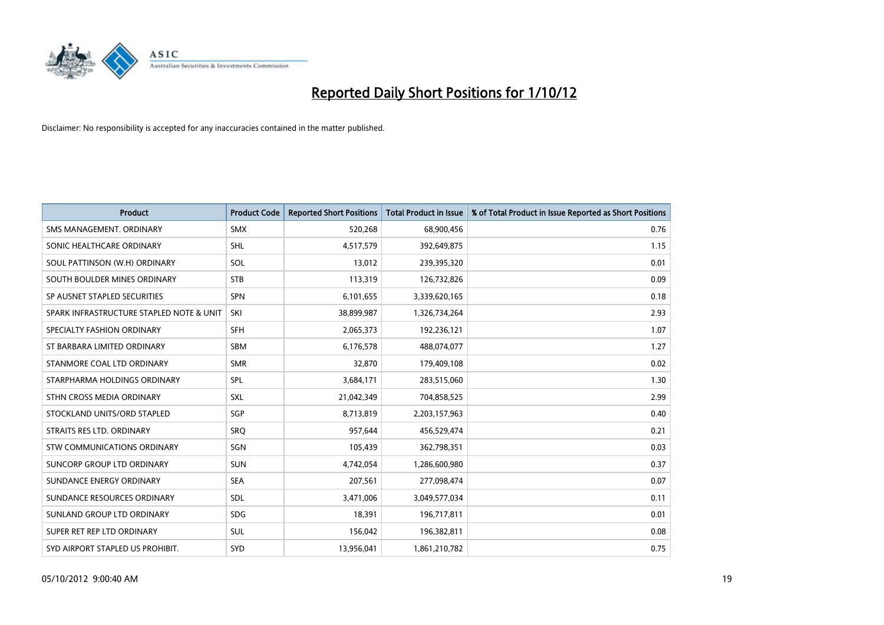# Reported Daily Short Positions for 1/10/12

Disclaimer: No responsibility is accepted for any inaccuracies contained in the matter published.

| Product | Product Code | Reported Short Positions | Total Product in Issue | % of Total Product in Issue Reported as Short Positions |
|---|---|---|---|---|
| SMS MANAGEMENT. ORDINARY | SMX | 520,268 | 68,900,456 | 0.76 |
| SONIC HEALTHCARE ORDINARY | SHL | 4,517,579 | 392,649,875 | 1.15 |
| SOUL PATTINSON (W.H) ORDINARY | SOL | 13,012 | 239,395,320 | 0.01 |
| SOUTH BOULDER MINES ORDINARY | STB | 113,319 | 126,732,826 | 0.09 |
| SP AUSNET STAPLED SECURITIES | SPN | 6,101,655 | 3,339,620,165 | 0.18 |
| SPARK INFRASTRUCTURE STAPLED NOTE & UNIT | SKI | 38,899,987 | 1,326,734,264 | 2.93 |
| SPECIALTY FASHION ORDINARY | SFH | 2,065,373 | 192,236,121 | 1.07 |
| ST BARBARA LIMITED ORDINARY | SBM | 6,176,578 | 488,074,077 | 1.27 |
| STANMORE COAL LTD ORDINARY | SMR | 32,870 | 179,409,108 | 0.02 |
| STARPHARMA HOLDINGS ORDINARY | SPL | 3,684,171 | 283,515,060 | 1.30 |
| STHN CROSS MEDIA ORDINARY | SXL | 21,042,349 | 704,858,525 | 2.99 |
| STOCKLAND UNITS/ORD STAPLED | SGP | 8,713,819 | 2,203,157,963 | 0.40 |
| STRAITS RES LTD. ORDINARY | SRQ | 957,644 | 456,529,474 | 0.21 |
| STW COMMUNICATIONS ORDINARY | SGN | 105,439 | 362,798,351 | 0.03 |
| SUNCORP GROUP LTD ORDINARY | SUN | 4,742,054 | 1,286,600,980 | 0.37 |
| SUNDANCE ENERGY ORDINARY | SEA | 207,561 | 277,098,474 | 0.07 |
| SUNDANCE RESOURCES ORDINARY | SDL | 3,471,006 | 3,049,577,034 | 0.11 |
| SUNLAND GROUP LTD ORDINARY | SDG | 18,391 | 196,717,811 | 0.01 |
| SUPER RET REP LTD ORDINARY | SUL | 156,042 | 196,382,811 | 0.08 |
| SYD AIRPORT STAPLED US PROHIBIT. | SYD | 13,956,041 | 1,861,210,782 | 0.75 |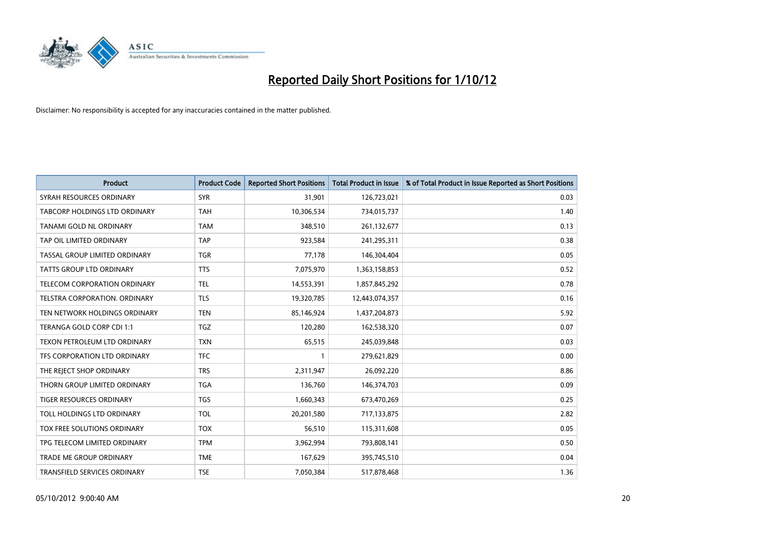# Reported Daily Short Positions for 1/10/12

Disclaimer: No responsibility is accepted for any inaccuracies contained in the matter published.

| Product | Product Code | Reported Short Positions | Total Product in Issue | % of Total Product in Issue Reported as Short Positions |
|---|---|---|---|---|
| SYRAH RESOURCES ORDINARY | SYR | 31,901 | 126,723,021 | 0.03 |
| TABCORP HOLDINGS LTD ORDINARY | TAH | 10,306,534 | 734,015,737 | 1.40 |
| TANAMI GOLD NL ORDINARY | TAM | 348,510 | 261,132,677 | 0.13 |
| TAP OIL LIMITED ORDINARY | TAP | 923,584 | 241,295,311 | 0.38 |
| TASSAL GROUP LIMITED ORDINARY | TGR | 77,178 | 146,304,404 | 0.05 |
| TATTS GROUP LTD ORDINARY | TTS | 7,075,970 | 1,363,158,853 | 0.52 |
| TELECOM CORPORATION ORDINARY | TEL | 14,553,391 | 1,857,845,292 | 0.78 |
| TELSTRA CORPORATION. ORDINARY | TLS | 19,320,785 | 12,443,074,357 | 0.16 |
| TEN NETWORK HOLDINGS ORDINARY | TEN | 85,146,924 | 1,437,204,873 | 5.92 |
| TERANGA GOLD CORP CDI 1:1 | TGZ | 120,280 | 162,538,320 | 0.07 |
| TEXON PETROLEUM LTD ORDINARY | TXN | 65,515 | 245,039,848 | 0.03 |
| TFS CORPORATION LTD ORDINARY | TFC | 1 | 279,621,829 | 0.00 |
| THE REJECT SHOP ORDINARY | TRS | 2,311,947 | 26,092,220 | 8.86 |
| THORN GROUP LIMITED ORDINARY | TGA | 136,760 | 146,374,703 | 0.09 |
| TIGER RESOURCES ORDINARY | TGS | 1,660,343 | 673,470,269 | 0.25 |
| TOLL HOLDINGS LTD ORDINARY | TOL | 20,201,580 | 717,133,875 | 2.82 |
| TOX FREE SOLUTIONS ORDINARY | TOX | 56,510 | 115,311,608 | 0.05 |
| TPG TELECOM LIMITED ORDINARY | TPM | 3,962,994 | 793,808,141 | 0.50 |
| TRADE ME GROUP ORDINARY | TME | 167,629 | 395,745,510 | 0.04 |
| TRANSFIELD SERVICES ORDINARY | TSE | 7,050,384 | 517,878,468 | 1.36 |

05/10/2012 9:00:40 AM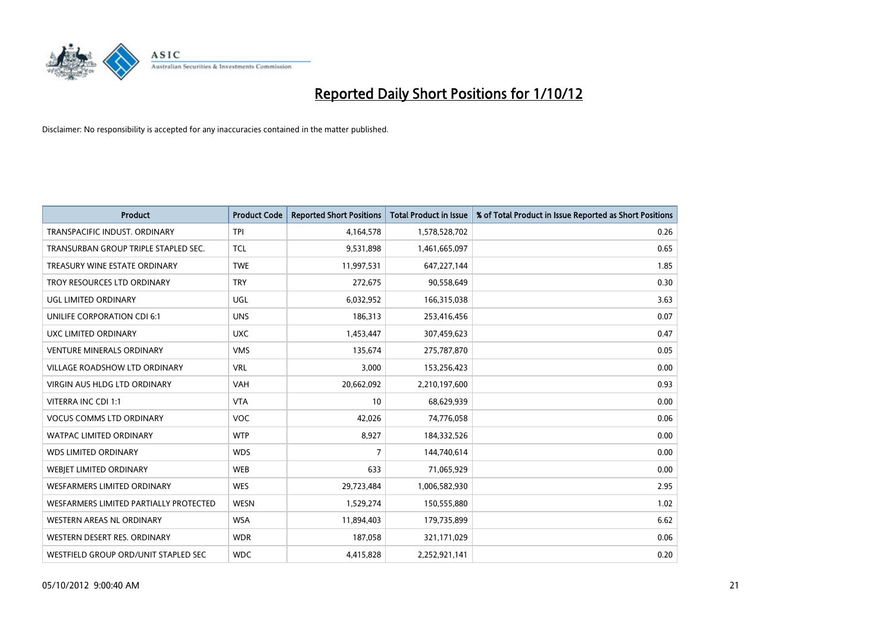# Reported Daily Short Positions for 1/10/12

Disclaimer: No responsibility is accepted for any inaccuracies contained in the matter published.

| Product | Product Code | Reported Short Positions | Total Product in Issue | % of Total Product in Issue Reported as Short Positions |
|---|---|---|---|---|
| TRANSPACIFIC INDUST. ORDINARY | TPI | 4,164,578 | 1,578,528,702 | 0.26 |
| TRANSURBAN GROUP TRIPLE STAPLED SEC. | TCL | 9,531,898 | 1,461,665,097 | 0.65 |
| TREASURY WINE ESTATE ORDINARY | TWE | 11,997,531 | 647,227,144 | 1.85 |
| TROY RESOURCES LTD ORDINARY | TRY | 272,675 | 90,558,649 | 0.30 |
| UGL LIMITED ORDINARY | UGL | 6,032,952 | 166,315,038 | 3.63 |
| UNILIFE CORPORATION CDI 6:1 | UNS | 186,313 | 253,416,456 | 0.07 |
| UXC LIMITED ORDINARY | UXC | 1,453,447 | 307,459,623 | 0.47 |
| VENTURE MINERALS ORDINARY | VMS | 135,674 | 275,787,870 | 0.05 |
| VILLAGE ROADSHOW LTD ORDINARY | VRL | 3,000 | 153,256,423 | 0.00 |
| VIRGIN AUS HLDG LTD ORDINARY | VAH | 20,662,092 | 2,210,197,600 | 0.93 |
| VITERRA INC CDI 1:1 | VTA | 10 | 68,629,939 | 0.00 |
| VOCUS COMMS LTD ORDINARY | VOC | 42,026 | 74,776,058 | 0.06 |
| WATPAC LIMITED ORDINARY | WTP | 8,927 | 184,332,526 | 0.00 |
| WDS LIMITED ORDINARY | WDS | 7 | 144,740,614 | 0.00 |
| WEBJET LIMITED ORDINARY | WEB | 633 | 71,065,929 | 0.00 |
| WESFARMERS LIMITED ORDINARY | WES | 29,723,484 | 1,006,582,930 | 2.95 |
| WESFARMERS LIMITED PARTIALLY PROTECTED | WESN | 1,529,274 | 150,555,880 | 1.02 |
| WESTERN AREAS NL ORDINARY | WSA | 11,894,403 | 179,735,899 | 6.62 |
| WESTERN DESERT RES. ORDINARY | WDR | 187,058 | 321,171,029 | 0.06 |
| WESTFIELD GROUP ORD/UNIT STAPLED SEC | WDC | 4,415,828 | 2,252,921,141 | 0.20 |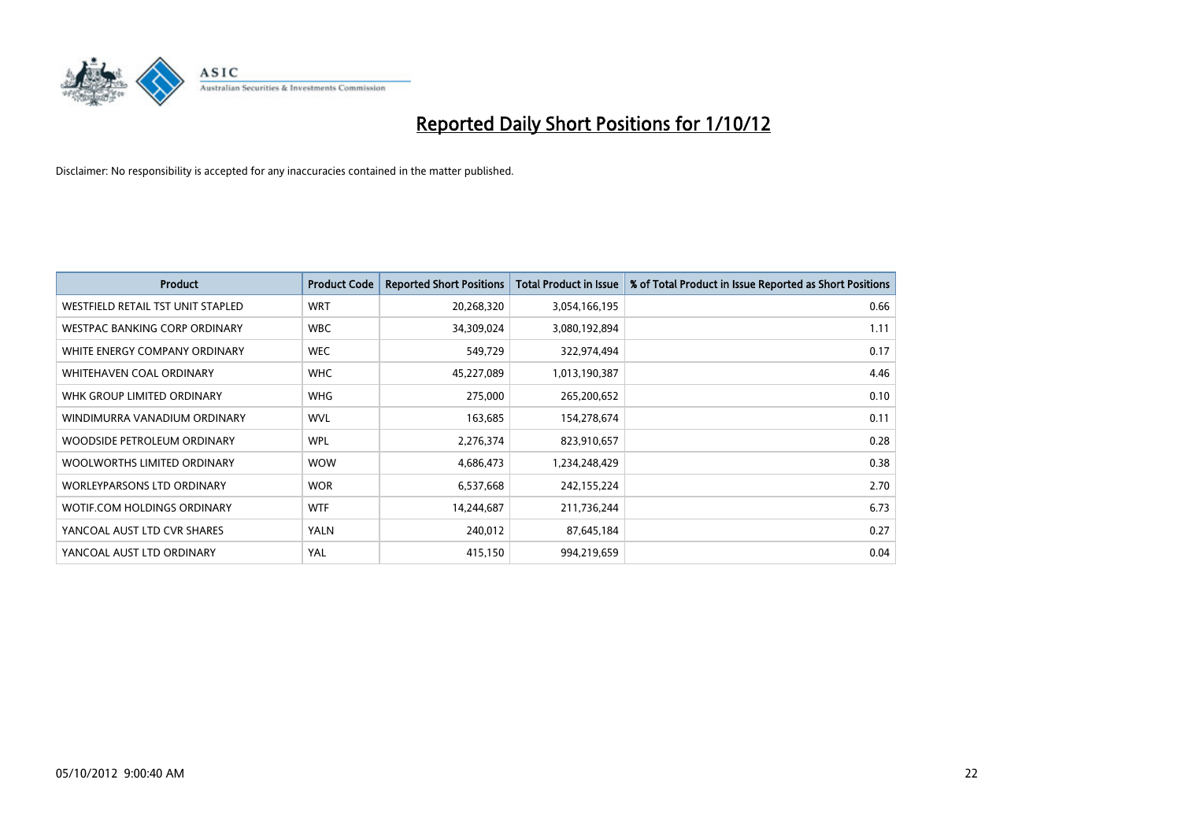# Reported Daily Short Positions for 1/10/12

Disclaimer: No responsibility is accepted for any inaccuracies contained in the matter published.

| Product | Product Code | Reported Short Positions | Total Product in Issue | % of Total Product in Issue Reported as Short Positions |
|---|---|---|---|---|
| WESTFIELD RETAIL TST UNIT STAPLED | WRT | 20,268,320 | 3,054,166,195 | 0.66 |
| WESTPAC BANKING CORP ORDINARY | WBC | 34,309,024 | 3,080,192,894 | 1.11 |
| WHITE ENERGY COMPANY ORDINARY | WEC | 549,729 | 322,974,494 | 0.17 |
| WHITEHAVEN COAL ORDINARY | WHC | 45,227,089 | 1,013,190,387 | 4.46 |
| WHK GROUP LIMITED ORDINARY | WHG | 275,000 | 265,200,652 | 0.10 |
| WINDIMURRA VANADIUM ORDINARY | WVL | 163,685 | 154,278,674 | 0.11 |
| WOODSIDE PETROLEUM ORDINARY | WPL | 2,276,374 | 823,910,657 | 0.28 |
| WOOLWORTHS LIMITED ORDINARY | WOW | 4,686,473 | 1,234,248,429 | 0.38 |
| WORLEYPARSONS LTD ORDINARY | WOR | 6,537,668 | 242,155,224 | 2.70 |
| WOTIF.COM HOLDINGS ORDINARY | WTF | 14,244,687 | 211,736,244 | 6.73 |
| YANCOAL AUST LTD CVR SHARES | YALN | 240,012 | 87,645,184 | 0.27 |
| YANCOAL AUST LTD ORDINARY | YAL | 415,150 | 994,219,659 | 0.04 |